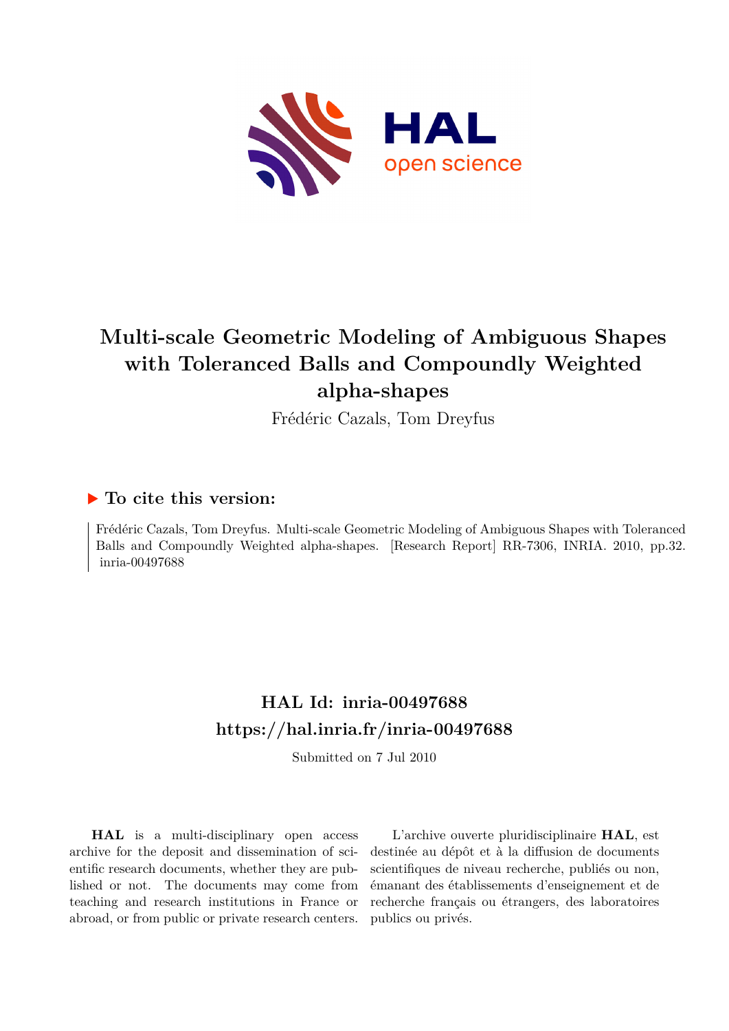# Multi-scale Geometric Modeling of Ambiguous Shapes with Toleranced Balls and Compoundly Weighted alpha-shapes

Frédéric Cazals, Tom Dreyfus

## ▶ To cite this version:

Frédéric Cazals, Tom Dreyfus. Multi-scale Geometric Modeling of Ambiguous Shapes with Toleranced Balls and Compoundly Weighted alpha-shapes. [Research Report] RR-7306, INRIA. 2010, pp.32. inria-00497688

## HAL Id: inria-00497688
## https://hal.inria.fr/inria-00497688

Submitted on 7 Jul 2010

**HAL** is a multi-disciplinary open access archive for the deposit and dissemination of scientific research documents, whether they are published or not. The documents may come from teaching and research institutions in France or abroad, or from public or private research centers.

L'archive ouverte pluridisciplinaire **HAL**, est destinée au dépôt et à la diffusion de documents scientifiques de niveau recherche, publiés ou non, émanant des établissements d'enseignement et de recherche français ou étrangers, des laboratoires publics ou privés.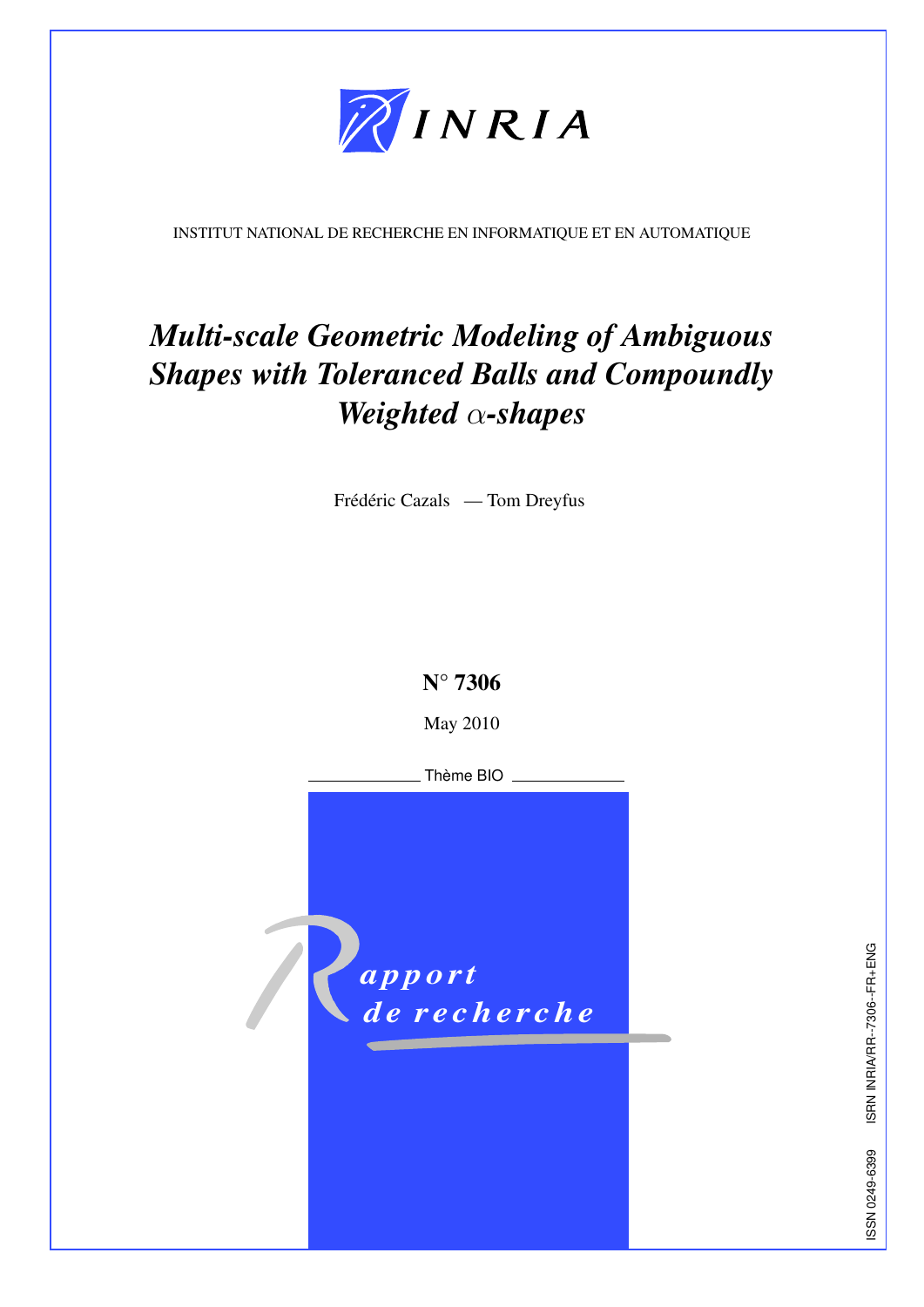INRIA

INSTITUT NATIONAL DE RECHERCHE EN INFORMATIQUE ET EN AUTOMATIQUE

# *Multi-scale Geometric Modeling of Ambiguous Shapes with Toleranced Balls and Compoundly Weighted $\alpha$-shapes*

Frédéric Cazals — Tom Dreyfus

**N° 7306**

May 2010

Thème BIO

*apport de recherche*

ISSN 0249-6399 ISRN INRIA/RR--7306--FR+ENG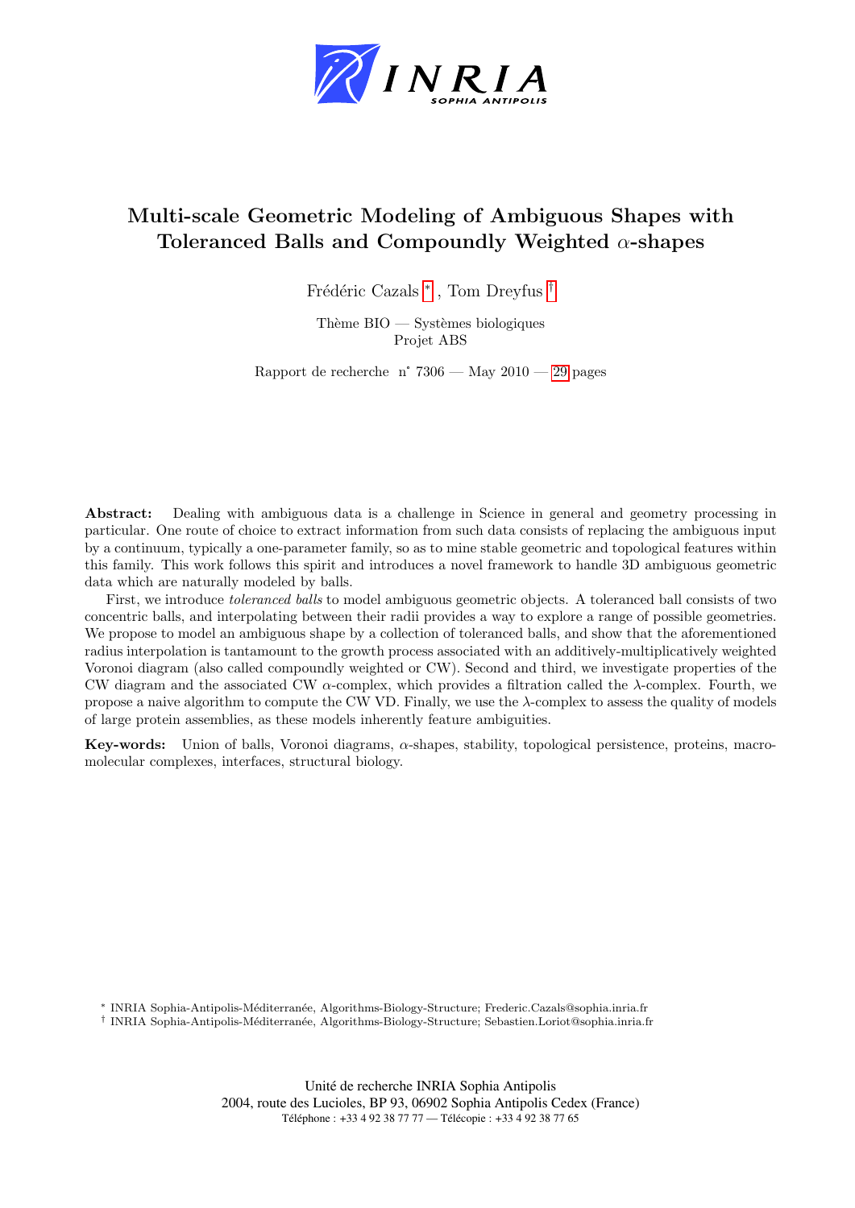# Multi-scale Geometric Modeling of Ambiguous Shapes with Toleranced Balls and Compoundly Weighted $\alpha$-shapes

Frédéric Cazals [*] , Tom Dreyfus [†]

Thème BIO — Systèmes biologiques
Projet ABS

Rapport de recherche n˚ 7306 — May 2010 — 29 pages

**Abstract:** Dealing with ambiguous data is a challenge in Science in general and geometry processing in particular. One route of choice to extract information from such data consists of replacing the ambiguous input by a continuum, typically a one-parameter family, so as to mine stable geometric and topological features within this family. This work follows this spirit and introduces a novel framework to handle 3D ambiguous geometric data which are naturally modeled by balls.

First, we introduce *toleranced balls* to model ambiguous geometric objects. A toleranced ball consists of two concentric balls, and interpolating between their radii provides a way to explore a range of possible geometries. We propose to model an ambiguous shape by a collection of toleranced balls, and show that the aforementioned radius interpolation is tantamount to the growth process associated with an additively-multiplicatively weighted Voronoi diagram (also called compoundly weighted or CW). Second and third, we investigate properties of the CW diagram and the associated CW $\alpha$-complex, which provides a filtration called the $\lambda$-complex. Fourth, we propose a naive algorithm to compute the CW VD. Finally, we use the $\lambda$-complex to assess the quality of models of large protein assemblies, as these models inherently feature ambiguities.

**Key-words:** Union of balls, Voronoi diagrams, $\alpha$-shapes, stability, topological persistence, proteins, macro-molecular complexes, interfaces, structural biology.

[*] INRIA Sophia-Antipolis-Méditerranée, Algorithms-Biology-Structure; Frederic.Cazals@sophia.inria.fr

[†] INRIA Sophia-Antipolis-Méditerranée, Algorithms-Biology-Structure; Sebastien.Loriot@sophia.inria.fr

Unité de recherche INRIA Sophia Antipolis
2004, route des Lucioles, BP 93, 06902 Sophia Antipolis Cedex (France)
Téléphone : +33 4 92 38 77 77 — Télécopie : +33 4 92 38 77 65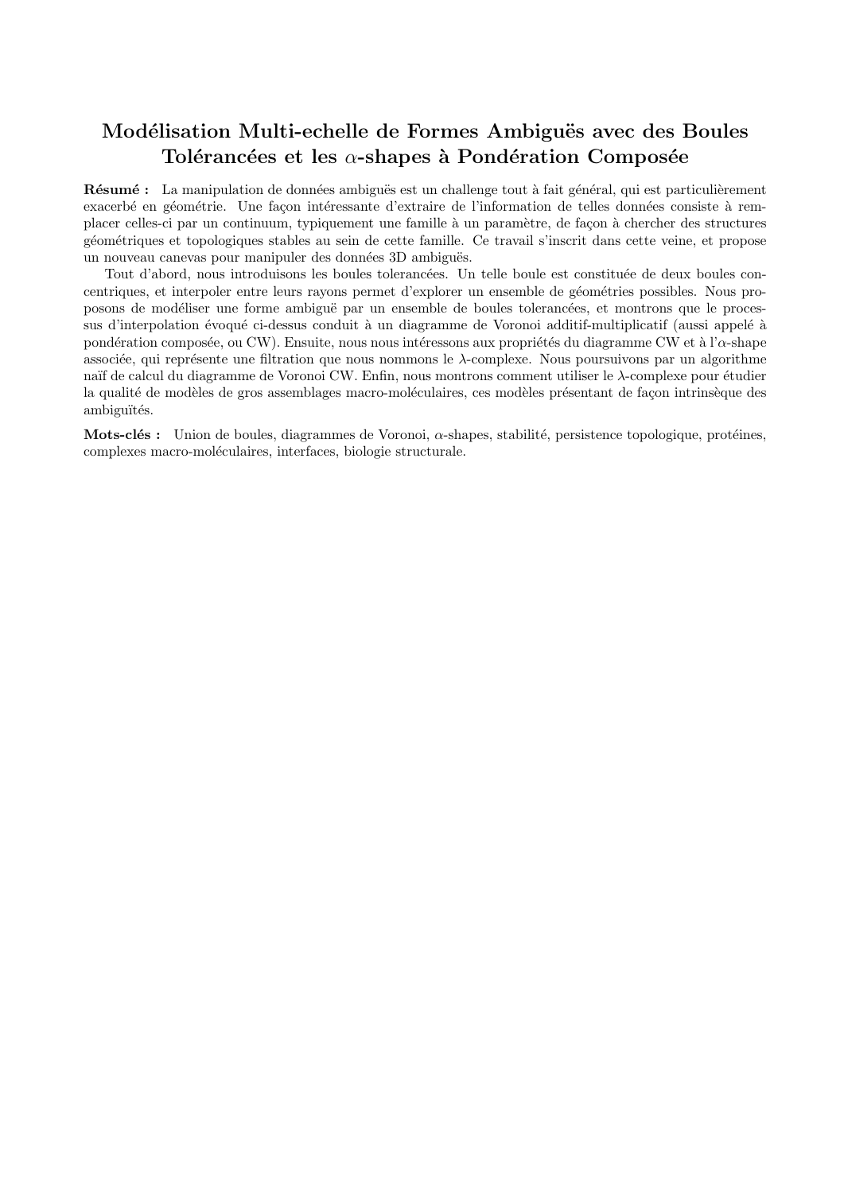# Modélisation Multi-echelle de Formes Ambiguës avec des Boules Tolérancées et les $\alpha$-shapes à Pondération Composée

**Résumé :** La manipulation de données ambiguës est un challenge tout à fait général, qui est particulièrement exacerbé en géométrie. Une façon intéressante d'extraire de l'information de telles données consiste à remplacer celles-ci par un continuum, typiquement une famille à un paramètre, de façon à chercher des structures géométriques et topologiques stables au sein de cette famille. Ce travail s'inscrit dans cette veine, et propose un nouveau canevas pour manipuler des données 3D ambiguës.

Tout d'abord, nous introduisons les boules tolerancées. Un telle boule est constituée de deux boules concentriques, et interpoler entre leurs rayons permet d'explorer un ensemble de géométries possibles. Nous proposons de modéliser une forme ambiguë par un ensemble de boules tolerancées, et montrons que le processus d'interpolation évoqué ci-dessus conduit à un diagramme de Voronoi additif-multiplicatif (aussi appelé à pondération composée, ou CW). Ensuite, nous nous intéressons aux propriétés du diagramme CW et à l'$\alpha$-shape associée, qui représente une filtration que nous nommons le $\lambda$-complexe. Nous poursuivons par un algorithme naïf de calcul du diagramme de Voronoi CW. Enfin, nous montrons comment utiliser le $\lambda$-complexe pour étudier la qualité de modèles de gros assemblages macro-moléculaires, ces modèles présentant de façon intrinsèque des ambiguïtés.

**Mots-clés :** Union de boules, diagrammes de Voronoi, $\alpha$-shapes, stabilité, persistence topologique, protéines, complexes macro-moléculaires, interfaces, biologie structurale.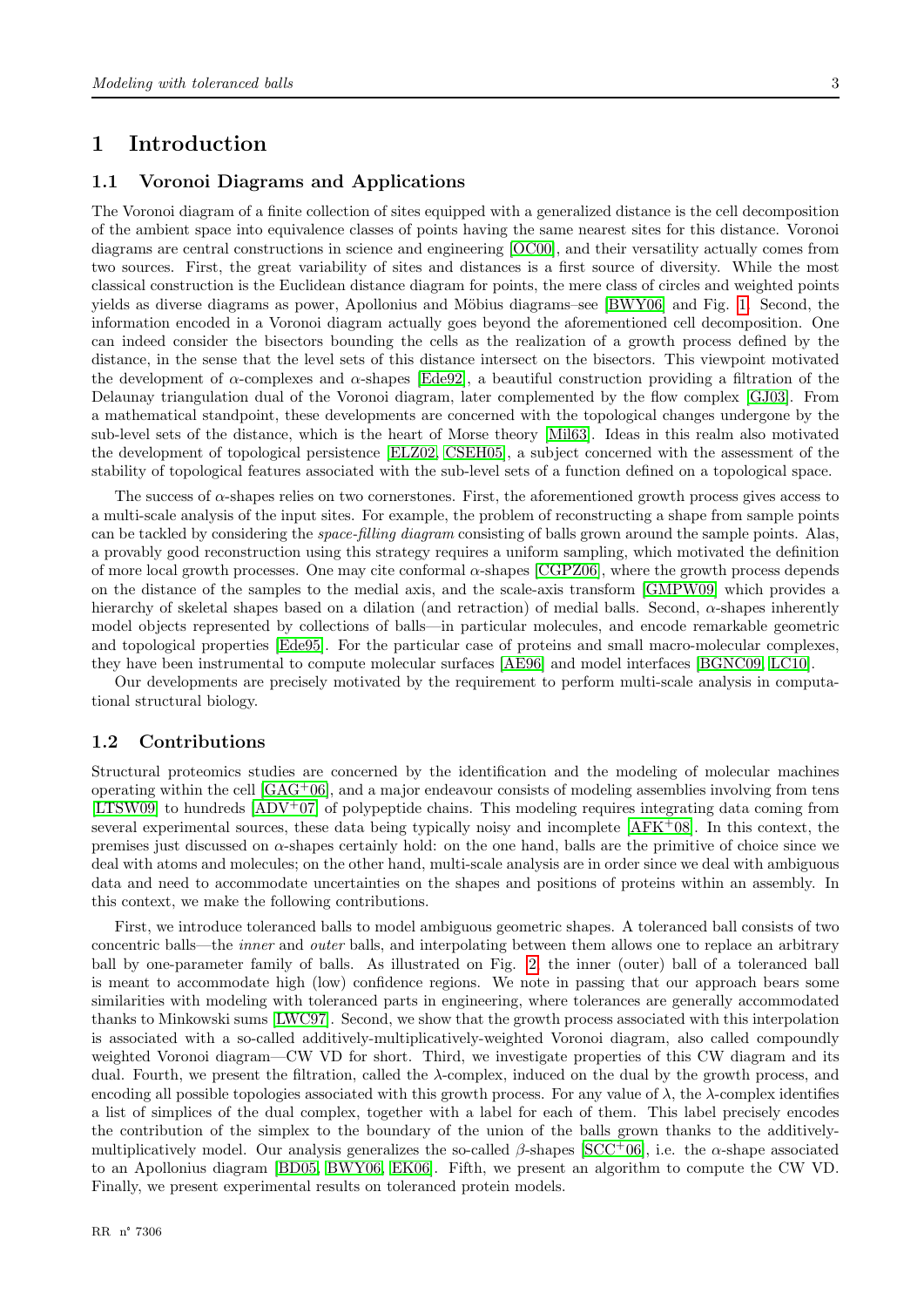# 1 Introduction

## 1.1 Voronoi Diagrams and Applications

The Voronoi diagram of a finite collection of sites equipped with a generalized distance is the cell decomposition of the ambient space into equivalence classes of points having the same nearest sites for this distance. Voronoi diagrams are central constructions in science and engineering [OC00], and their versatility actually comes from two sources. First, the great variability of sites and distances is a first source of diversity. While the most classical construction is the Euclidean distance diagram for points, the mere class of circles and weighted points yields as diverse diagrams as power, Apollonius and Möbius diagrams–see [BWY06] and Fig. 1. Second, the information encoded in a Voronoi diagram actually goes beyond the aforementioned cell decomposition. One can indeed consider the bisectors bounding the cells as the realization of a growth process defined by the distance, in the sense that the level sets of this distance intersect on the bisectors. This viewpoint motivated the development of $\alpha$-complexes and $\alpha$-shapes [Ede92], a beautiful construction providing a filtration of the Delaunay triangulation dual of the Voronoi diagram, later complemented by the flow complex [GJ03]. From a mathematical standpoint, these developments are concerned with the topological changes undergone by the sub-level sets of the distance, which is the heart of Morse theory [Mil63]. Ideas in this realm also motivated the development of topological persistence [ELZ02, CSEH05], a subject concerned with the assessment of the stability of topological features associated with the sub-level sets of a function defined on a topological space.

The success of $\alpha$-shapes relies on two cornerstones. First, the aforementioned growth process gives access to a multi-scale analysis of the input sites. For example, the problem of reconstructing a shape from sample points can be tackled by considering the *space-filling diagram* consisting of balls grown around the sample points. Alas, a provably good reconstruction using this strategy requires a uniform sampling, which motivated the definition of more local growth processes. One may cite conformal $\alpha$-shapes [CGPZ06], where the growth process depends on the distance of the samples to the medial axis, and the scale-axis transform [GMPW09] which provides a hierarchy of skeletal shapes based on a dilation (and retraction) of medial balls. Second, $\alpha$-shapes inherently model objects represented by collections of balls—in particular molecules, and encode remarkable geometric and topological properties [Ede95]. For the particular case of proteins and small macro-molecular complexes, they have been instrumental to compute molecular surfaces [AE96] and model interfaces [BGNC09, LC10].

Our developments are precisely motivated by the requirement to perform multi-scale analysis in computational structural biology.

## 1.2 Contributions

Structural proteomics studies are concerned by the identification and the modeling of molecular machines operating within the cell [GAG+06], and a major endeavour consists of modeling assemblies involving from tens [LTSW09] to hundreds [ADV+07] of polypeptide chains. This modeling requires integrating data coming from several experimental sources, these data being typically noisy and incomplete [AFK+08]. In this context, the premises just discussed on $\alpha$-shapes certainly hold: on the one hand, balls are the primitive of choice since we deal with atoms and molecules; on the other hand, multi-scale analysis are in order since we deal with ambiguous data and need to accommodate uncertainties on the shapes and positions of proteins within an assembly. In this context, we make the following contributions.

First, we introduce toleranced balls to model ambiguous geometric shapes. A toleranced ball consists of two concentric balls—the *inner* and *outer* balls, and interpolating between them allows one to replace an arbitrary ball by one-parameter family of balls. As illustrated on Fig. 2, the inner (outer) ball of a toleranced ball is meant to accommodate high (low) confidence regions. We note in passing that our approach bears some similarities with modeling with toleranced parts in engineering, where tolerances are generally accommodated thanks to Minkowski sums [LWC97]. Second, we show that the growth process associated with this interpolation is associated with a so-called additively-multiplicatively-weighted Voronoi diagram, also called compoundly weighted Voronoi diagram—CW VD for short. Third, we investigate properties of this CW diagram and its dual. Fourth, we present the filtration, called the $\lambda$-complex, induced on the dual by the growth process, and encoding all possible topologies associated with this growth process. For any value of $\lambda$, the $\lambda$-complex identifies a list of simplices of the dual complex, together with a label for each of them. This label precisely encodes the contribution of the simplex to the boundary of the union of the balls grown thanks to the additively-multiplicatively model. Our analysis generalizes the so-called $\beta$-shapes [SCC+06], i.e. the $\alpha$-shape associated to an Apollonius diagram [BD05, BWY06, EK06]. Fifth, we present an algorithm to compute the CW VD. Finally, we present experimental results on toleranced protein models.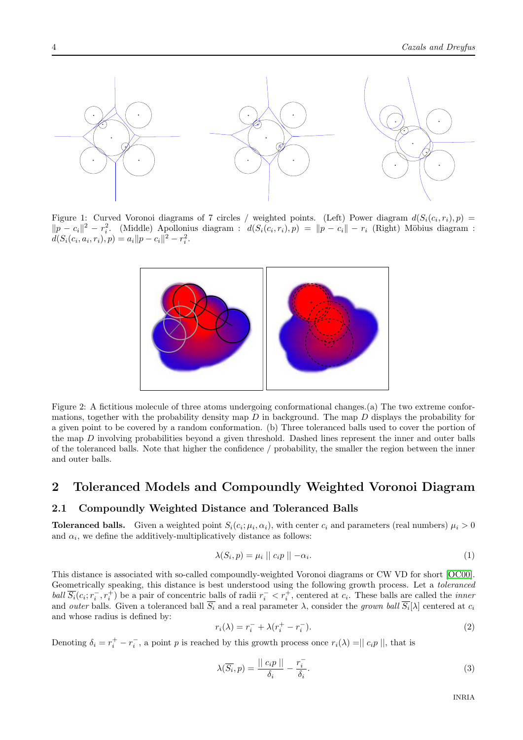Figure 1: Curved Voronoi diagrams of 7 circles / weighted points. (Left) Power diagram $d(S_i(c_i, r_i), p) = \|p - c_i\|^2 - r_i^2$. (Middle) Apollonius diagram : $d(S_i(c_i, r_i), p) = \|p - c_i\| - r_i$ (Right) Möbius diagram : $d(S_i(c_i, a_i, r_i), p) = a_i\|p - c_i\|^2 - r_i^2$.

Figure 2: A fictitious molecule of three atoms undergoing conformational changes.(a) The two extreme conformations, together with the probability density map $D$ in background. The map $D$ displays the probability for a given point to be covered by a random conformation. (b) Three toleranced balls used to cover the portion of the map $D$ involving probabilities beyond a given threshold. Dashed lines represent the inner and outer balls of the toleranced balls. Note that higher the confidence / probability, the smaller the region between the inner and outer balls.

## 2 Toleranced Models and Compoundly Weighted Voronoi Diagram

### 2.1 Compoundly Weighted Distance and Toleranced Balls

**Toleranced balls.** Given a weighted point $S_i(c_i; \mu_i, \alpha_i)$, with center $c_i$ and parameters (real numbers) $\mu_i > 0$ and $\alpha_i$, we define the additively-multiplicatively distance as follows:

$$\lambda(S_i, p) = \mu_i \mid\mid c_i p \mid\mid - \alpha_i. \tag{1}$$

This distance is associated with so-called compoundly-weighted Voronoi diagrams or CW VD for short [OC00]. Geometrically speaking, this distance is best understood using the following growth process. Let a *toleranced ball* $\overline{S_i}(c_i; r_i^-, r_i^+)$ be a pair of concentric balls of radii $r_i^- < r_i^+$, centered at $c_i$. These balls are called the *inner* and *outer* balls. Given a toleranced ball $\overline{S_i}$ and a real parameter $\lambda$, consider the *grown ball* $\overline{S_i}[\lambda]$ centered at $c_i$ and whose radius is defined by:

$$r_i(\lambda) = r_i^- + \lambda(r_i^+ - r_i^-). \tag{2}$$

Denoting $\delta_i = r_i^+ - r_i^-$, a point $p$ is reached by this growth process once $r_i(\lambda) = \mid\mid c_i p \mid\mid$, that is

$$\lambda(\overline{S_i}, p) = \frac{\mid\mid c_i p \mid\mid}{\delta_i} - \frac{r_i^-}{\delta_i}. \tag{3}$$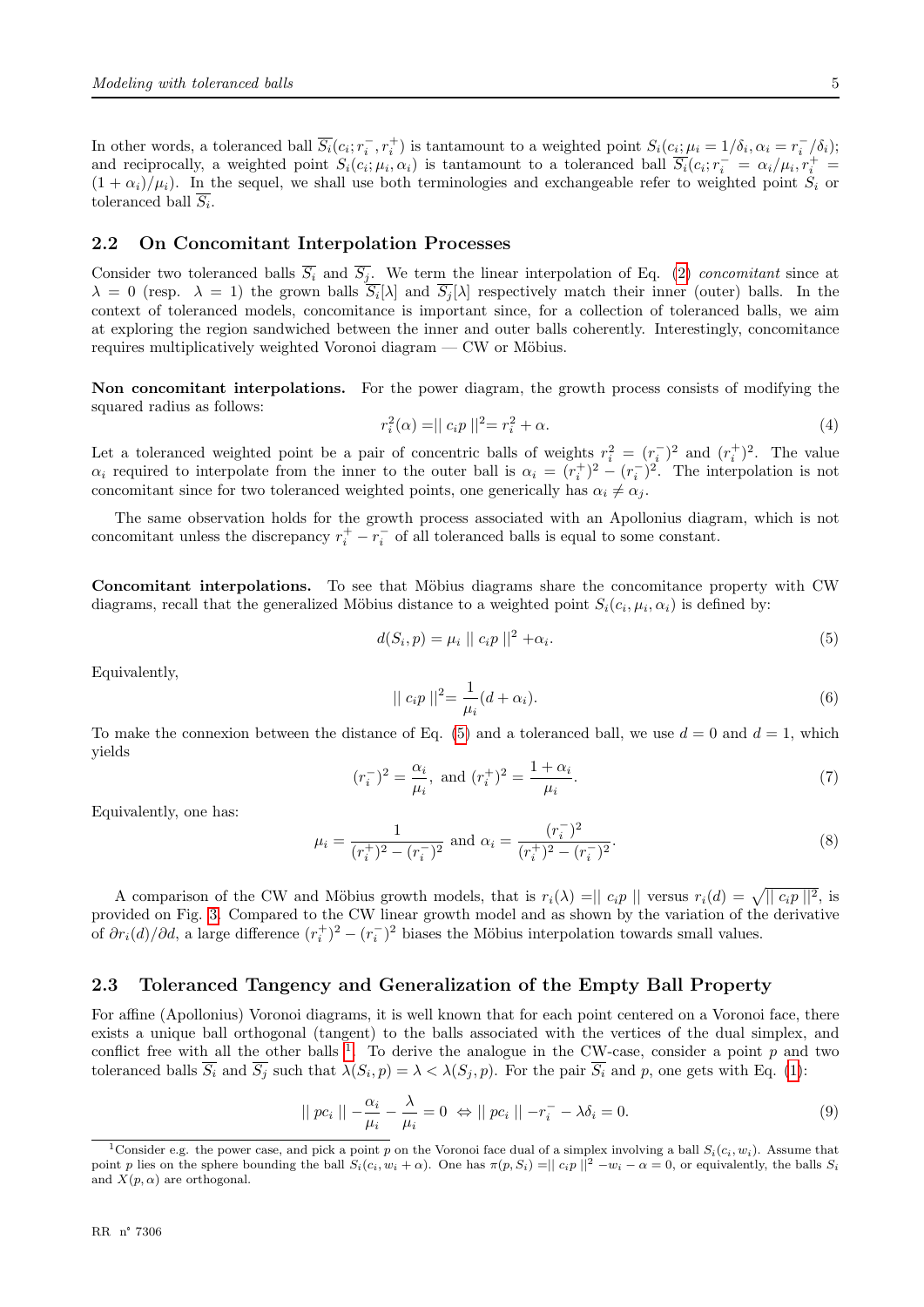In other words, a toleranced ball $\overline{S_i}(c_i; r_i^-, r_i^+)$ is tantamount to a weighted point $S_i(c_i; \mu_i = 1/\delta_i, \alpha_i = r_i^-/\delta_i)$; and reciprocally, a weighted point $S_i(c_i; \mu_i, \alpha_i)$ is tantamount to a toleranced ball $\overline{S_i}(c_i; r_i^- = \alpha_i/\mu_i, r_i^+ = (1+\alpha_i)/\mu_i)$. In the sequel, we shall use both terminologies and exchangeable refer to weighted point $S_i$ or toleranced ball $\overline{S_i}$.

## 2.2 On Concomitant Interpolation Processes

Consider two toleranced balls $\overline{S_i}$ and $\overline{S_j}$. We term the linear interpolation of Eq. (2) *concomitant* since at $\lambda = 0$ (resp. $\lambda = 1$) the grown balls $\overline{S_i}[\lambda]$ and $\overline{S_j}[\lambda]$ respectively match their inner (outer) balls. In the context of toleranced models, concomitance is important since, for a collection of toleranced balls, we aim at exploring the region sandwiched between the inner and outer balls coherently. Interestingly, concomitance requires multiplicatively weighted Voronoi diagram — CW or Möbius.

**Non concomitant interpolations.** For the power diagram, the growth process consists of modifying the squared radius as follows:

$$r_i^2(\alpha) = \| c_i p \|^2 = r_i^2 + \alpha. \tag{4}$$

Let a toleranced weighted point be a pair of concentric balls of weights $r_i^2 = (r_i^-)^2$ and $(r_i^+)^2$. The value $\alpha_i$ required to interpolate from the inner to the outer ball is $\alpha_i = (r_i^+)^2 - (r_i^-)^2$. The interpolation is not concomitant since for two toleranced weighted points, one generically has $\alpha_i \neq \alpha_j$.

The same observation holds for the growth process associated with an Apollonius diagram, which is not concomitant unless the discrepancy $r_i^+ - r_i^-$ of all toleranced balls is equal to some constant.

**Concomitant interpolations.** To see that Möbius diagrams share the concomitance property with CW diagrams, recall that the generalized Möbius distance to a weighted point $S_i(c_i, \mu_i, \alpha_i)$ is defined by:

$$d(S_i, p) = \mu_i \| c_i p \|^2 + \alpha_i. \tag{5}$$

Equivalently,

$$\| c_i p \|^2 = \frac{1}{\mu_i}(d + \alpha_i). \tag{6}$$

To make the connexion between the distance of Eq. (5) and a toleranced ball, we use $d = 0$ and $d = 1$, which yields

$$(r_i^-)^2 = \frac{\alpha_i}{\mu_i}, \text{ and } (r_i^+)^2 = \frac{1+\alpha_i}{\mu_i}. \tag{7}$$

Equivalently, one has:

$$\mu_i = \frac{1}{(r_i^+)^2 - (r_i^-)^2} \text{ and } \alpha_i = \frac{(r_i^-)^2}{(r_i^+)^2 - (r_i^-)^2}. \tag{8}$$

A comparison of the CW and Möbius growth models, that is $r_i(\lambda) = \| c_i p \|$ versus $r_i(d) = \sqrt{\| c_i p \|^2}$, is provided on Fig. 3. Compared to the CW linear growth model and as shown by the variation of the derivative of $\partial r_i(d)/\partial d$, a large difference $(r_i^+)^2 - (r_i^-)^2$ biases the Möbius interpolation towards small values.

## 2.3 Toleranced Tangency and Generalization of the Empty Ball Property

For affine (Apollonius) Voronoi diagrams, it is well known that for each point centered on a Voronoi face, there exists a unique ball orthogonal (tangent) to the balls associated with the vertices of the dual simplex, and conflict free with all the other balls [1]. To derive the analogue in the CW-case, consider a point $p$ and two toleranced balls $\overline{S_i}$ and $\overline{S_j}$ such that $\lambda(S_i, p) = \lambda < \lambda(S_j, p)$. For the pair $\overline{S_i}$ and $p$, one gets with Eq. (1):

$$\| pc_i \| - \frac{\alpha_i}{\mu_i} - \frac{\lambda}{\mu_i} = 0 \iff \| pc_i \| - r_i^- - \lambda\delta_i = 0. \tag{9}$$

[1] Consider e.g. the power case, and pick a point $p$ on the Voronoi face dual of a simplex involving a ball $S_i(c_i, w_i)$. Assume that point $p$ lies on the sphere bounding the ball $S_i(c_i, w_i + \alpha)$. One has $\pi(p, S_i) = \| c_i p \|^2 - w_i - \alpha = 0$, or equivalently, the balls $S_i$ and $X(p, \alpha)$ are orthogonal.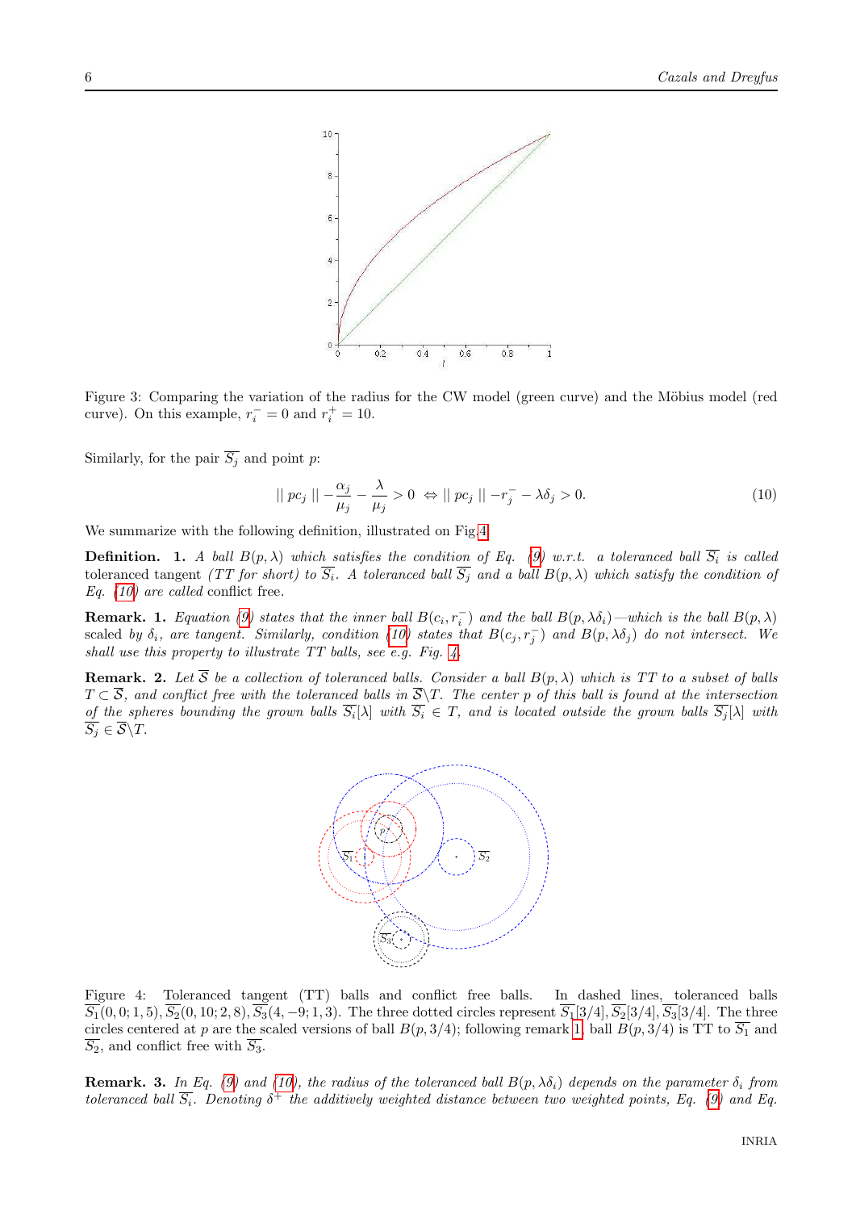Figure 3: Comparing the variation of the radius for the CW model (green curve) and the Möbius model (red curve). On this example, $r_i^- = 0$ and $r_i^+ = 10$.

Similarly, for the pair $\overline{S_j}$ and point $p$:

$$|| pc_j || - \frac{\alpha_j}{\mu_j} - \frac{\lambda}{\mu_j} > 0 \;\Leftrightarrow || pc_j || - r_j^- - \lambda\delta_j > 0. \tag{10}$$

We summarize with the following definition, illustrated on Fig.4.

**Definition. 1.** *A ball $B(p,\lambda)$ which satisfies the condition of Eq. (9) w.r.t. a toleranced ball $\overline{S_i}$ is called* toleranced tangent *(TT for short) to $\overline{S_i}$. A toleranced ball $\overline{S_j}$ and a ball $B(p,\lambda)$ which satisfy the condition of Eq. (10) are called* conflict free.

**Remark. 1.** *Equation (9) states that the inner ball $B(c_i, r_i^-)$ and the ball $B(p, \lambda\delta_i)$—which is the ball $B(p,\lambda)$ scaled by $\delta_i$, are tangent. Similarly, condition (10) states that $B(c_j, r_j^-)$ and $B(p, \lambda\delta_j)$ do not intersect. We shall use this property to illustrate TT balls, see e.g. Fig. 4.*

**Remark. 2.** *Let $\overline{\mathcal{S}}$ be a collection of toleranced balls. Consider a ball $B(p,\lambda)$ which is TT to a subset of balls $T \subset \overline{\mathcal{S}}$, and conflict free with the toleranced balls in $\overline{\mathcal{S}} \backslash T$. The center $p$ of this ball is found at the intersection of the spheres bounding the grown balls $\overline{S_i}[\lambda]$ with $\overline{S_i} \in T$, and is located outside the grown balls $\overline{S_j}[\lambda]$ with $\overline{S_j} \in \overline{\mathcal{S}} \backslash T$.*

Figure 4: Toleranced tangent (TT) balls and conflict free balls. In dashed lines, toleranced balls $\overline{S_1}(0,0;1,5), \overline{S_2}(0,10;2,8), \overline{S_3}(4,-9;1,3)$. The three dotted circles represent $\overline{S_1}[3/4], \overline{S_2}[3/4], \overline{S_3}[3/4]$. The three circles centered at $p$ are the scaled versions of ball $B(p,3/4)$; following remark 1, ball $B(p,3/4)$ is TT to $\overline{S_1}$ and $\overline{S_2}$, and conflict free with $\overline{S_3}$.

**Remark. 3.** *In Eq. (9) and (10), the radius of the toleranced ball $B(p,\lambda\delta_i)$ depends on the parameter $\delta_i$ from toleranced ball $\overline{S_i}$. Denoting $\delta^+$ the additively weighted distance between two weighted points, Eq. (9) and Eq.*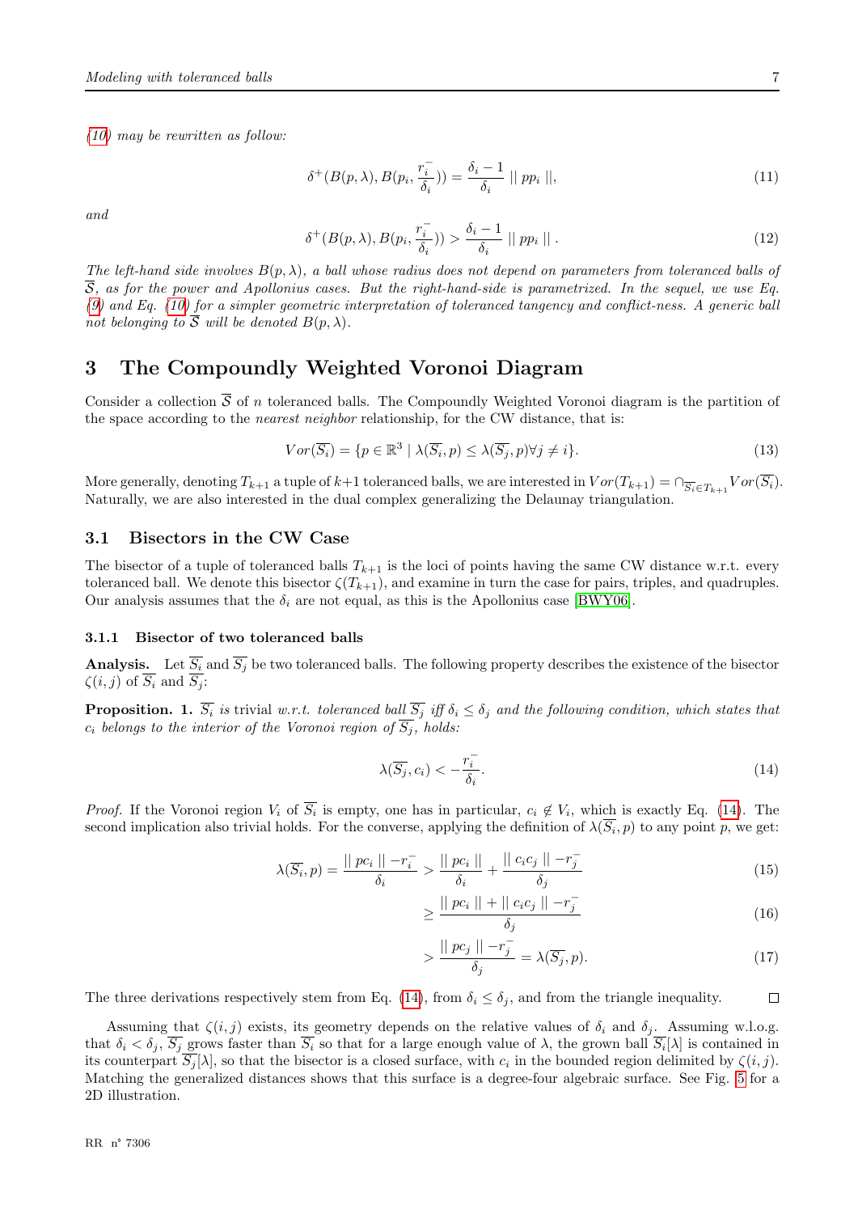(10) may be rewritten as follow:

$$\delta^+(B(p,\lambda), B(p_i, \frac{r_i^-}{\delta_i})) = \frac{\delta_i - 1}{\delta_i} \mid\mid pp_i \mid\mid, \tag{11}$$

and

$$\delta^+(B(p,\lambda), B(p_i, \frac{r_i^-}{\delta_i})) > \frac{\delta_i - 1}{\delta_i} \mid\mid pp_i \mid\mid. \tag{12}$$

*The left-hand side involves $B(p,\lambda)$, a ball whose radius does not depend on parameters from toleranced balls of $\overline{\mathcal{S}}$, as for the power and Apollonius cases. But the right-hand-side is parametrized. In the sequel, we use Eq. (9) and Eq. (10) for a simpler geometric interpretation of toleranced tangency and conflict-ness. A generic ball not belonging to $\overline{\mathcal{S}}$ will be denoted $B(p,\lambda)$.*

# 3 The Compoundly Weighted Voronoi Diagram

Consider a collection $\overline{\mathcal{S}}$ of $n$ toleranced balls. The Compoundly Weighted Voronoi diagram is the partition of the space according to the *nearest neighbor* relationship, for the CW distance, that is:

$$Vor(\overline{S_i}) = \{p \in \mathbb{R}^3 \mid \lambda(\overline{S_i}, p) \leq \lambda(\overline{S_j}, p) \forall j \neq i\}. \tag{13}$$

More generally, denoting $T_{k+1}$ a tuple of $k+1$ toleranced balls, we are interested in $Vor(T_{k+1}) = \cap_{\overline{S_i} \in T_{k+1}} Vor(\overline{S_i})$. Naturally, we are also interested in the dual complex generalizing the Delaunay triangulation.

## 3.1 Bisectors in the CW Case

The bisector of a tuple of toleranced balls $T_{k+1}$ is the loci of points having the same CW distance w.r.t. every toleranced ball. We denote this bisector $\zeta(T_{k+1})$, and examine in turn the case for pairs, triples, and quadruples. Our analysis assumes that the $\delta_i$ are not equal, as this is the Apollonius case [BWY06].

### 3.1.1 Bisector of two toleranced balls

**Analysis.** Let $\overline{S_i}$ and $\overline{S_j}$ be two toleranced balls. The following property describes the existence of the bisector $\zeta(i,j)$ of $\overline{S_i}$ and $\overline{S_j}$:

**Proposition. 1.** *$\overline{S_i}$ is trivial w.r.t. toleranced ball $\overline{S_j}$ iff $\delta_i \leq \delta_j$ and the following condition, which states that $c_i$ belongs to the interior of the Voronoi region of $\overline{S_j}$, holds:*

$$\lambda(\overline{S_j}, c_i) < -\frac{r_i^-}{\delta_i}. \tag{14}$$

*Proof.* If the Voronoi region $V_i$ of $\overline{S_i}$ is empty, one has in particular, $c_i \notin V_i$, which is exactly Eq. (14). The second implication also trivial holds. For the converse, applying the definition of $\lambda(\overline{S_i}, p)$ to any point $p$, we get:

$$\lambda(\overline{S_i}, p) = \frac{\mid\mid pc_i \mid\mid - r_i^-}{\delta_i} > \frac{\mid\mid pc_i \mid\mid}{\delta_i} + \frac{\mid\mid c_ic_j \mid\mid - r_j^-}{\delta_j} \tag{15}$$

$$\geq \frac{\mid\mid pc_i \mid\mid + \mid\mid c_ic_j \mid\mid - r_j^-}{\delta_j} \tag{16}$$

$$> \frac{\mid\mid pc_j \mid\mid - r_j^-}{\delta_j} = \lambda(\overline{S_j}, p). \tag{17}$$

The three derivations respectively stem from Eq. (14), from $\delta_i \leq \delta_j$, and from the triangle inequality. □

Assuming that $\zeta(i,j)$ exists, its geometry depends on the relative values of $\delta_i$ and $\delta_j$. Assuming w.l.o.g. that $\delta_i < \delta_j$, $\overline{S_j}$ grows faster than $\overline{S_i}$ so that for a large enough value of $\lambda$, the grown ball $\overline{S_i}[\lambda]$ is contained in its counterpart $\overline{S_j}[\lambda]$, so that the bisector is a closed surface, with $c_i$ in the bounded region delimited by $\zeta(i,j)$. Matching the generalized distances shows that this surface is a degree-four algebraic surface. See Fig. 5 for a 2D illustration.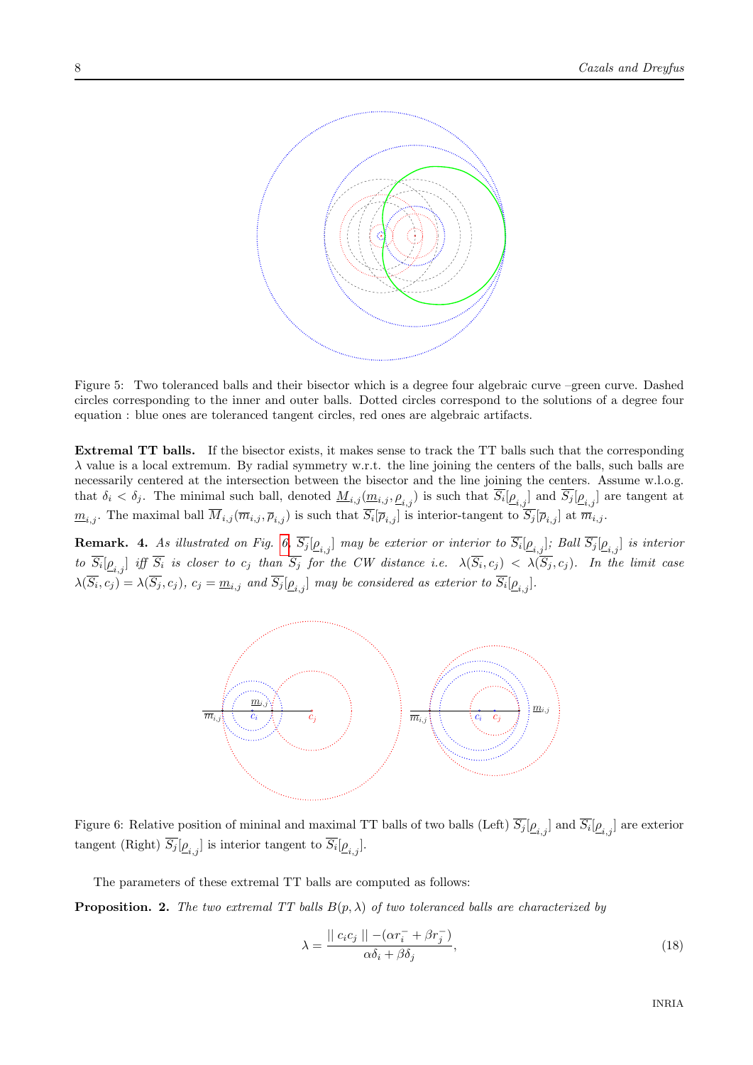Figure 5: Two toleranced balls and their bisector which is a degree four algebraic curve –green curve. Dashed circles corresponding to the inner and outer balls. Dotted circles correspond to the solutions of a degree four equation : blue ones are toleranced tangent circles, red ones are algebraic artifacts.

**Extremal TT balls.** If the bisector exists, it makes sense to track the TT balls such that the corresponding $\lambda$ value is a local extremum. By radial symmetry w.r.t. the line joining the centers of the balls, such balls are necessarily centered at the intersection between the bisector and the line joining the centers. Assume w.l.o.g. that $\delta_i < \delta_j$. The minimal such ball, denoted $\underline{M}_{i,j}(\underline{m}_{i,j}, \underline{\rho}_{i,j})$ is such that $\overline{S_i}[\underline{\rho}_{i,j}]$ and $\overline{S_j}[\underline{\rho}_{i,j}]$ are tangent at $\underline{m}_{i,j}$. The maximal ball $\overline{M}_{i,j}(\overline{m}_{i,j}, \overline{\rho}_{i,j})$ is such that $\overline{S_i}[\overline{\rho}_{i,j}]$ is interior-tangent to $\overline{S_j}[\overline{\rho}_{i,j}]$ at $\overline{m}_{i,j}$.

**Remark. 4.** *As illustrated on Fig. 6, $\overline{S_j}[\underline{\rho}_{i,j}]$ may be exterior or interior to $\overline{S_i}[\underline{\rho}_{i,j}]$; Ball $\overline{S_j}[\underline{\rho}_{i,j}]$ is interior to $\overline{S_i}[\underline{\rho}_{i,j}]$ iff $\overline{S_i}$ is closer to $c_j$ than $\overline{S_j}$ for the CW distance i.e. $\lambda(\overline{S_i}, c_j) < \lambda(\overline{S_j}, c_j)$. In the limit case $\lambda(\overline{S_i}, c_j) = \lambda(\overline{S_j}, c_j)$, $c_j = \underline{m}_{i,j}$ and $\overline{S_j}[\underline{\rho}_{i,j}]$ may be considered as exterior to $\overline{S_i}[\underline{\rho}_{i,j}]$.*

Figure 6: Relative position of mininal and maximal TT balls of two balls (Left) $\overline{S_j}[\underline{\rho}_{i,j}]$ and $\overline{S_i}[\underline{\rho}_{i,j}]$ are exterior tangent (Right) $\overline{S_j}[\underline{\rho}_{i,j}]$ is interior tangent to $\overline{S_i}[\underline{\rho}_{i,j}]$.

The parameters of these extremal TT balls are computed as follows:

**Proposition. 2.** *The two extremal TT balls $B(p, \lambda)$ of two toleranced balls are characterized by*

$$\lambda = \frac{\| c_i c_j \| - (\alpha r_i^- + \beta r_j^-)}{\alpha \delta_i + \beta \delta_j}, \tag{18}$$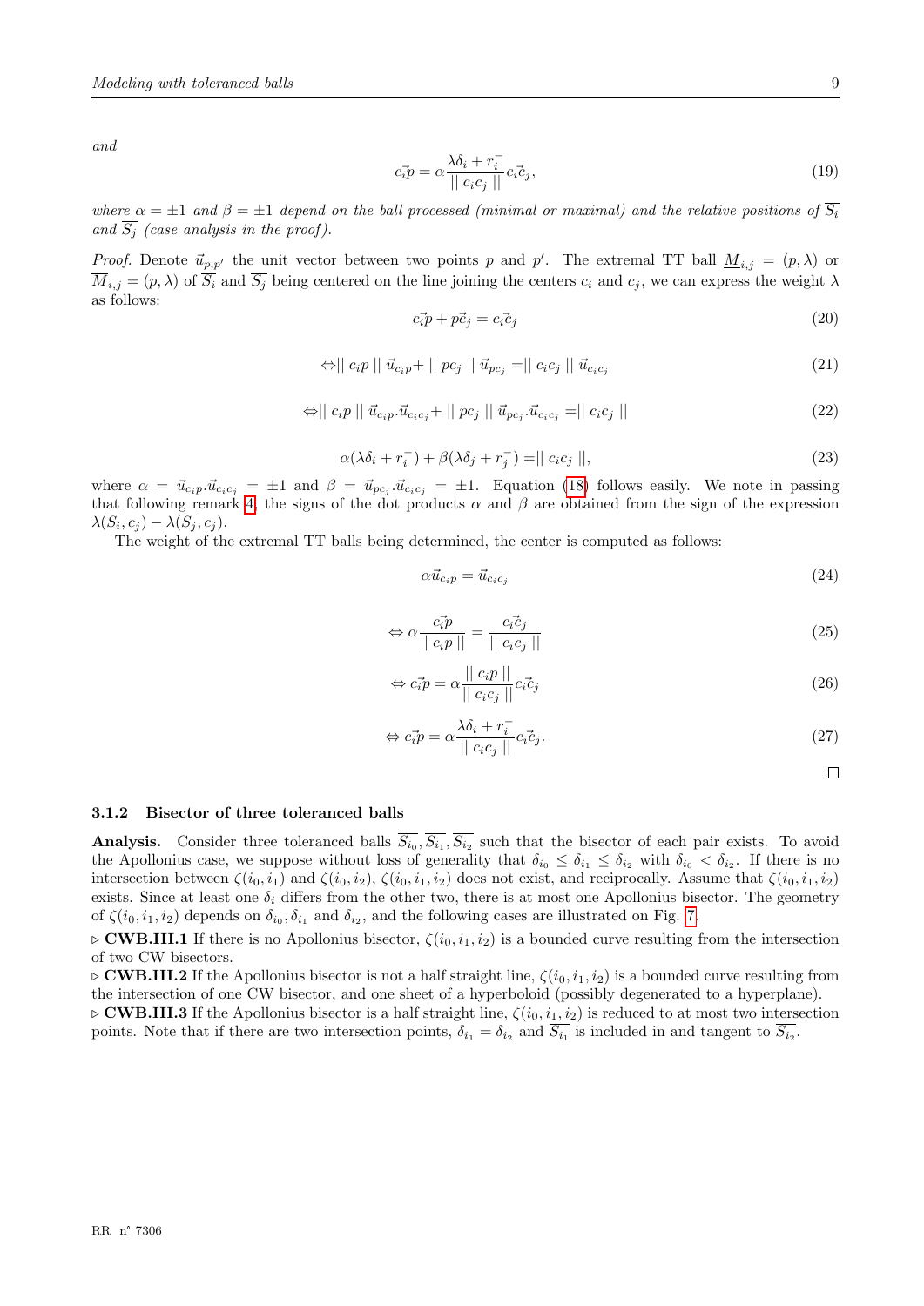*and*

$$\vec{c_i p} = \alpha \frac{\lambda \delta_i + r_i^-}{\| c_i c_j \|} \vec{c_i c_j}, \tag{19}$$

*where $\alpha = \pm 1$ and $\beta = \pm 1$ depend on the ball processed (minimal or maximal) and the relative positions of $\overline{S_i}$ and $\overline{S_j}$ (case analysis in the proof).*

*Proof.* Denote $\vec{u}_{p,p'}$ the unit vector between two points $p$ and $p'$. The extremal TT ball $\underline{M}_{i,j} = (p, \lambda)$ or $\overline{M}_{i,j} = (p, \lambda)$ of $\overline{S_i}$ and $\overline{S_j}$ being centered on the line joining the centers $c_i$ and $c_j$, we can express the weight $\lambda$ as follows:

$$\vec{c_i p} + \vec{p c_j} = \vec{c_i c_j} \tag{20}$$

$$\Leftrightarrow \| c_i p \| \, \vec{u}_{c_i p} + \| p c_j \| \, \vec{u}_{p c_j} = \| c_i c_j \| \, \vec{u}_{c_i c_j} \tag{21}$$

$$\Leftrightarrow \| c_i p \| \, \vec{u}_{c_i p} . \vec{u}_{c_i c_j} + \| p c_j \| \, \vec{u}_{p c_j} . \vec{u}_{c_i c_j} = \| c_i c_j \| \tag{22}$$

$$\alpha(\lambda \delta_i + r_i^-) + \beta(\lambda \delta_j + r_j^-) = \| c_i c_j \|, \tag{23}$$

where $\alpha = \vec{u}_{c_i p} . \vec{u}_{c_i c_j} = \pm 1$ and $\beta = \vec{u}_{p c_j} . \vec{u}_{c_i c_j} = \pm 1$. Equation (18) follows easily. We note in passing that following remark 4, the signs of the dot products $\alpha$ and $\beta$ are obtained from the sign of the expression $\lambda(\overline{S_i}, c_j) - \lambda(\overline{S_j}, c_j)$.

The weight of the extremal TT balls being determined, the center is computed as follows:

$$\alpha \vec{u}_{c_i p} = \vec{u}_{c_i c_j} \tag{24}$$

$$\Leftrightarrow \alpha \frac{\vec{c_i p}}{\| c_i p \|} = \frac{\vec{c_i c_j}}{\| c_i c_j \|} \tag{25}$$

$$\Leftrightarrow \vec{c_i p} = \alpha \frac{\| c_i p \|}{\| c_i c_j \|} \vec{c_i c_j} \tag{26}$$

$$\Leftrightarrow \vec{c_i p} = \alpha \frac{\lambda \delta_i + r_i^-}{\| c_i c_j \|} \vec{c_i c_j}. \tag{27}$$

□

### 3.1.2 Bisector of three toleranced balls

**Analysis.** Consider three toleranced balls $\overline{S_{i_0}}, \overline{S_{i_1}}, \overline{S_{i_2}}$ such that the bisector of each pair exists. To avoid the Apollonius case, we suppose without loss of generality that $\delta_{i_0} \leq \delta_{i_1} \leq \delta_{i_2}$ with $\delta_{i_0} < \delta_{i_2}$. If there is no intersection between $\zeta(i_0, i_1)$ and $\zeta(i_0, i_2)$, $\zeta(i_0, i_1, i_2)$ does not exist, and reciprocally. Assume that $\zeta(i_0, i_1, i_2)$ exists. Since at least one $\delta_i$ differs from the other two, there is at most one Apollonius bisector. The geometry of $\zeta(i_0, i_1, i_2)$ depends on $\delta_{i_0}, \delta_{i_1}$ and $\delta_{i_2}$, and the following cases are illustrated on Fig. 7.

▷ **CWB.III.1** If there is no Apollonius bisector, $\zeta(i_0, i_1, i_2)$ is a bounded curve resulting from the intersection of two CW bisectors.

▷ **CWB.III.2** If the Apollonius bisector is not a half straight line, $\zeta(i_0, i_1, i_2)$ is a bounded curve resulting from the intersection of one CW bisector, and one sheet of a hyperboloid (possibly degenerated to a hyperplane).

▷ **CWB.III.3** If the Apollonius bisector is a half straight line, $\zeta(i_0, i_1, i_2)$ is reduced to at most two intersection points. Note that if there are two intersection points, $\delta_{i_1} = \delta_{i_2}$ and $\overline{S_{i_1}}$ is included in and tangent to $\overline{S_{i_2}}$.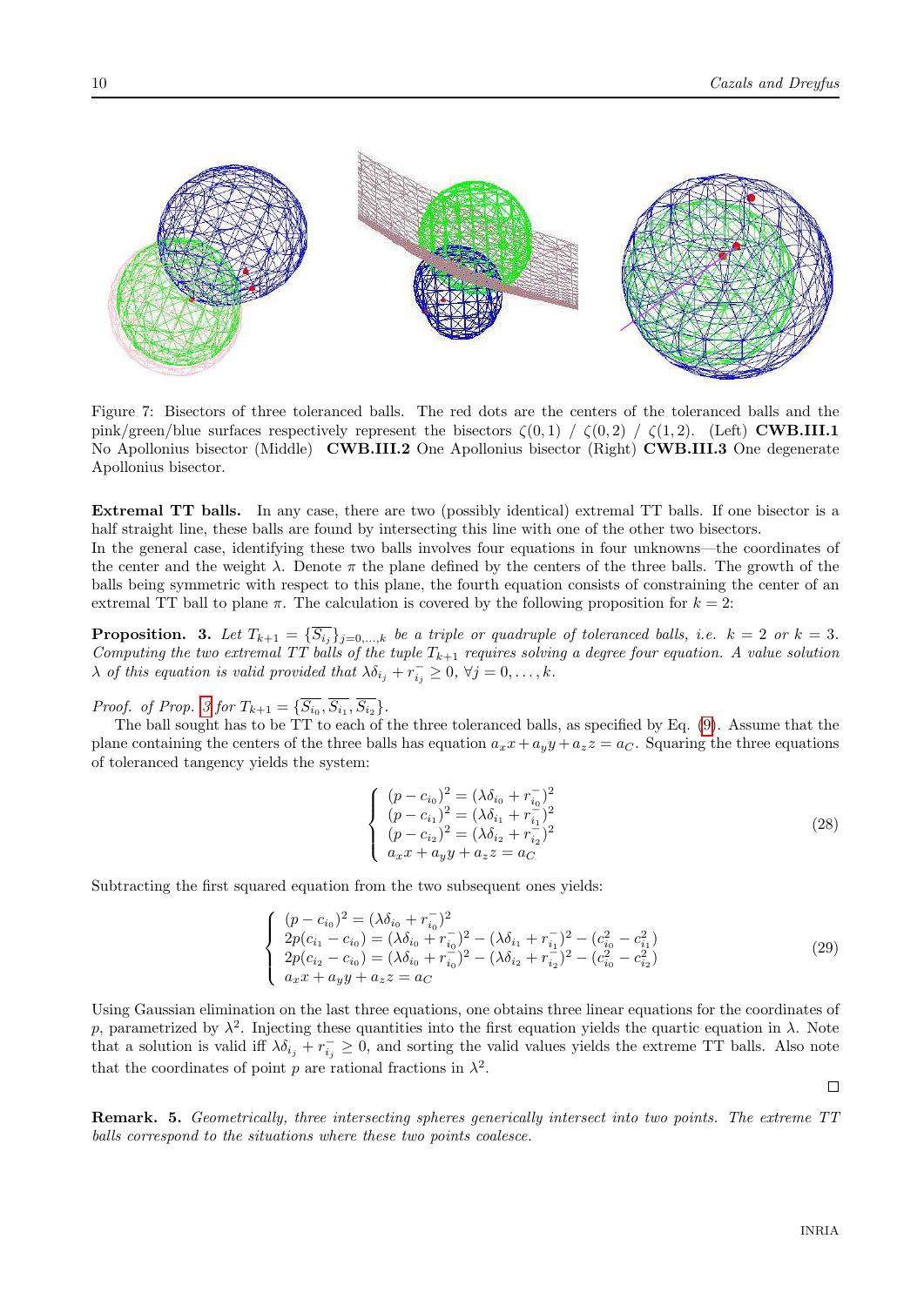Figure 7: Bisectors of three toleranced balls. The red dots are the centers of the toleranced balls and the pink/green/blue surfaces respectively represent the bisectors $\zeta(0,1)$ / $\zeta(0,2)$ / $\zeta(1,2)$. (Left) **CWB.III.1** No Apollonius bisector (Middle) **CWB.III.2** One Apollonius bisector (Right) **CWB.III.3** One degenerate Apollonius bisector.

**Extremal TT balls.** In any case, there are two (possibly identical) extremal TT balls. If one bisector is a half straight line, these balls are found by intersecting this line with one of the other two bisectors.
In the general case, identifying these two balls involves four equations in four unknowns—the coordinates of the center and the weight $\lambda$. Denote $\pi$ the plane defined by the centers of the three balls. The growth of the balls being symmetric with respect to this plane, the fourth equation consists of constraining the center of an extremal TT ball to plane $\pi$. The calculation is covered by the following proposition for $k = 2$:

**Proposition. 3.** *Let $T_{k+1} = \{\overline{S_{i_j}}\}_{j=0,\ldots,k}$ be a triple or quadruple of toleranced balls, i.e. $k = 2$ or $k = 3$. Computing the two extremal TT balls of the tuple $T_{k+1}$ requires solving a degree four equation. A value solution $\lambda$ of this equation is valid provided that $\lambda\delta_{i_j} + r^-_{i_j} \geq 0$, $\forall j = 0, \ldots, k$.*

*Proof. of Prop. 3 for $T_{k+1} = \{\overline{S_{i_0}}, \overline{S_{i_1}}, \overline{S_{i_2}}\}$.*

The ball sought has to be TT to each of the three toleranced balls, as specified by Eq. (9). Assume that the plane containing the centers of the three balls has equation $a_x x + a_y y + a_z z = a_C$. Squaring the three equations of toleranced tangency yields the system:

$$
\left\{
\begin{array}{l}
(p - c_{i_0})^2 = (\lambda\delta_{i_0} + r^-_{i_0})^2 \\
(p - c_{i_1})^2 = (\lambda\delta_{i_1} + r^-_{i_1})^2 \\
(p - c_{i_2})^2 = (\lambda\delta_{i_2} + r^-_{i_2})^2 \\
a_x x + a_y y + a_z z = a_C
\end{array}
\right.
\tag{28}
$$

Subtracting the first squared equation from the two subsequent ones yields:

$$
\left\{
\begin{array}{l}
(p - c_{i_0})^2 = (\lambda\delta_{i_0} + r^-_{i_0})^2 \\
2p(c_{i_1} - c_{i_0}) = (\lambda\delta_{i_0} + r^-_{i_0})^2 - (\lambda\delta_{i_1} + r^-_{i_1})^2 - (c^2_{i_0} - c^2_{i_1}) \\
2p(c_{i_2} - c_{i_0}) = (\lambda\delta_{i_0} + r^-_{i_0})^2 - (\lambda\delta_{i_2} + r^-_{i_2})^2 - (c^2_{i_0} - c^2_{i_2}) \\
a_x x + a_y y + a_z z = a_C
\end{array}
\right.
\tag{29}
$$

Using Gaussian elimination on the last three equations, one obtains three linear equations for the coordinates of $p$, parametrized by $\lambda^2$. Injecting these quantities into the first equation yields the quartic equation in $\lambda$. Note that a solution is valid iff $\lambda\delta_{i_j} + r^-_{i_j} \geq 0$, and sorting the valid values yields the extreme TT balls. Also note that the coordinates of point $p$ are rational fractions in $\lambda^2$.

□

**Remark. 5.** *Geometrically, three intersecting spheres generically intersect into two points. The extreme TT balls correspond to the situations where these two points coalesce.*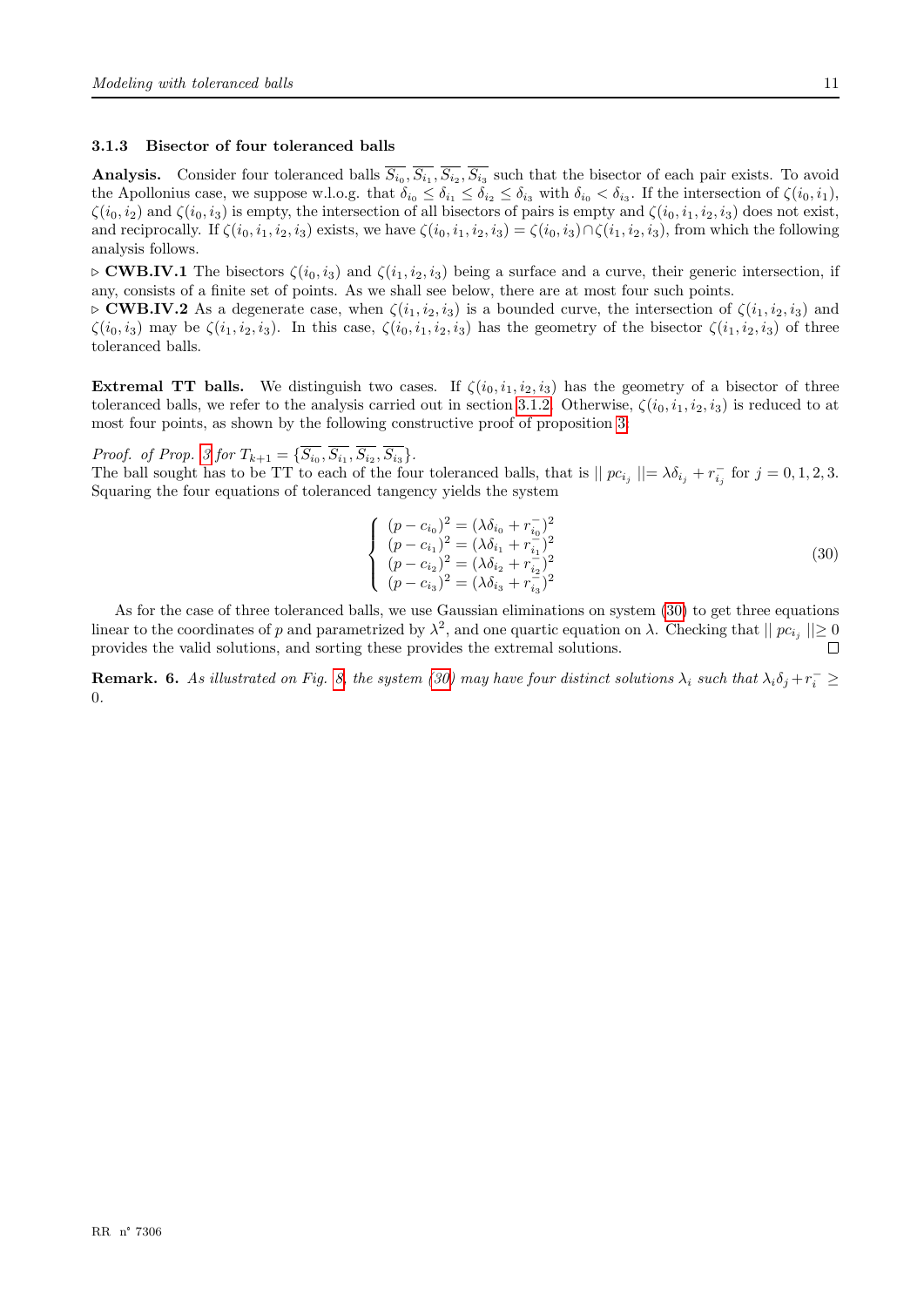### 3.1.3 Bisector of four toleranced balls

**Analysis.** Consider four toleranced balls $\overline{S_{i_0}}, \overline{S_{i_1}}, \overline{S_{i_2}}, \overline{S_{i_3}}$ such that the bisector of each pair exists. To avoid the Apollonius case, we suppose w.l.o.g. that $\delta_{i_0} \leq \delta_{i_1} \leq \delta_{i_2} \leq \delta_{i_3}$ with $\delta_{i_0} < \delta_{i_3}$. If the intersection of $\zeta(i_0, i_1)$, $\zeta(i_0, i_2)$ and $\zeta(i_0, i_3)$ is empty, the intersection of all bisectors of pairs is empty and $\zeta(i_0, i_1, i_2, i_3)$ does not exist, and reciprocally. If $\zeta(i_0, i_1, i_2, i_3)$ exists, we have $\zeta(i_0, i_1, i_2, i_3) = \zeta(i_0, i_3) \cap \zeta(i_1, i_2, i_3)$, from which the following analysis follows.

▷ **CWB.IV.1** The bisectors $\zeta(i_0, i_3)$ and $\zeta(i_1, i_2, i_3)$ being a surface and a curve, their generic intersection, if any, consists of a finite set of points. As we shall see below, there are at most four such points.

▷ **CWB.IV.2** As a degenerate case, when $\zeta(i_1, i_2, i_3)$ is a bounded curve, the intersection of $\zeta(i_1, i_2, i_3)$ and $\zeta(i_0, i_3)$ may be $\zeta(i_1, i_2, i_3)$. In this case, $\zeta(i_0, i_1, i_2, i_3)$ has the geometry of the bisector $\zeta(i_1, i_2, i_3)$ of three toleranced balls.

**Extremal TT balls.** We distinguish two cases. If $\zeta(i_0, i_1, i_2, i_3)$ has the geometry of a bisector of three toleranced balls, we refer to the analysis carried out in section 3.1.2. Otherwise, $\zeta(i_0, i_1, i_2, i_3)$ is reduced to at most four points, as shown by the following constructive proof of proposition 3.

*Proof. of Prop. 3 for* $T_{k+1} = \{\overline{S_{i_0}}, \overline{S_{i_1}}, \overline{S_{i_2}}, \overline{S_{i_3}}\}$.
The ball sought has to be TT to each of the four toleranced balls, that is $\| pc_{i_j} \| = \lambda\delta_{i_j} + r^-_{i_j}$ for $j = 0, 1, 2, 3$. Squaring the four equations of toleranced tangency yields the system

$$
\left\{
\begin{array}{l}
(p - c_{i_0})^2 = (\lambda\delta_{i_0} + r^-_{i_0})^2 \\
(p - c_{i_1})^2 = (\lambda\delta_{i_1} + r^-_{i_1})^2 \\
(p - c_{i_2})^2 = (\lambda\delta_{i_2} + r^-_{i_2})^2 \\
(p - c_{i_3})^2 = (\lambda\delta_{i_3} + r^-_{i_3})^2
\end{array}
\right.
\tag{30}
$$

As for the case of three toleranced balls, we use Gaussian eliminations on system (30) to get three equations linear to the coordinates of $p$ and parametrized by $\lambda^2$, and one quartic equation on $\lambda$. Checking that $\| pc_{i_j} \| \geq 0$ provides the valid solutions, and sorting these provides the extremal solutions. □

**Remark. 6.** *As illustrated on Fig. 8, the system (30) may have four distinct solutions $\lambda_i$ such that $\lambda_i\delta_j + r^-_i \geq 0$.*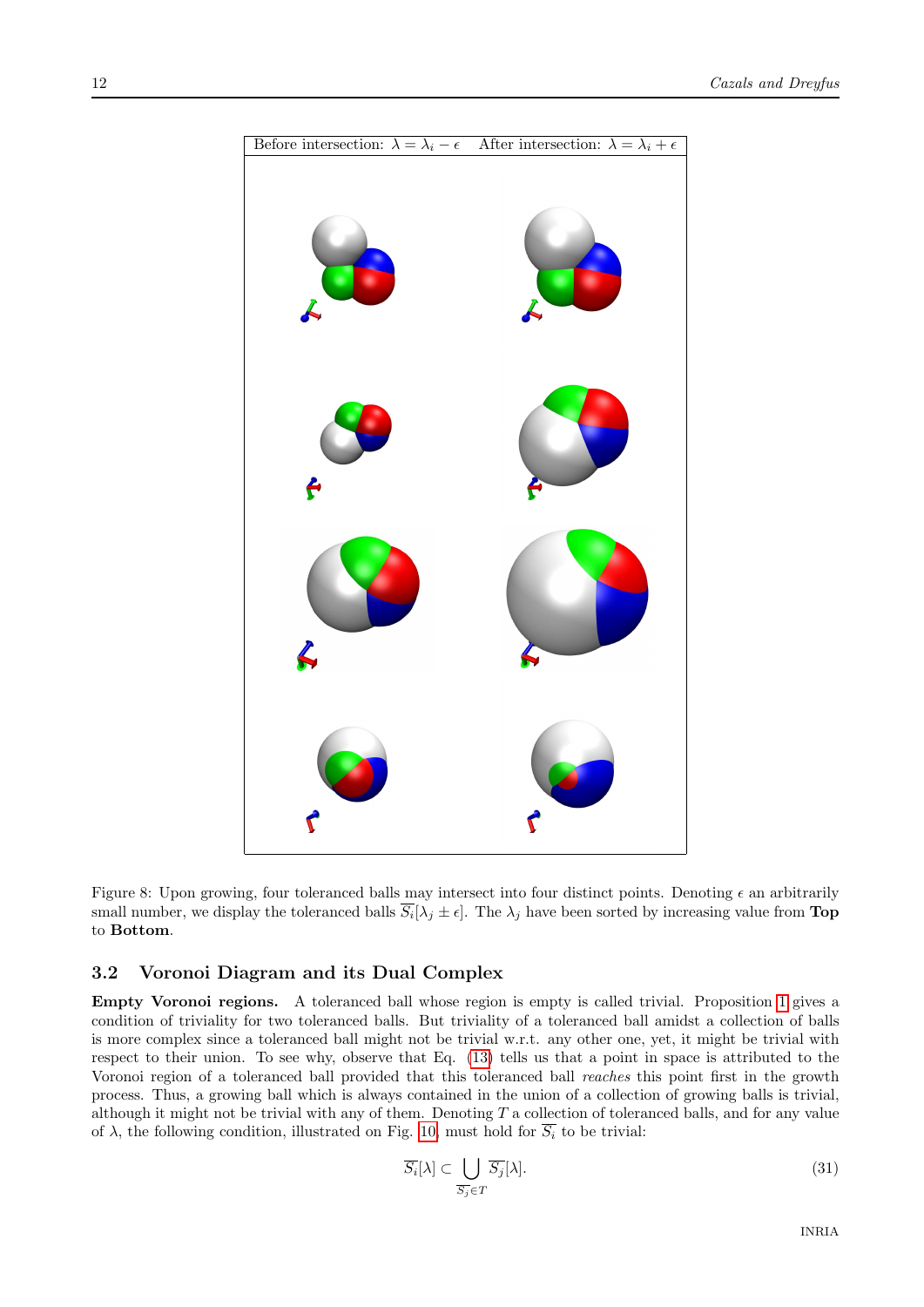| Before intersection: $\lambda = \lambda_i - \epsilon$ | After intersection: $\lambda = \lambda_i + \epsilon$ |
| --- | --- |

Figure 8: Upon growing, four toleranced balls may intersect into four distinct points. Denoting $\epsilon$ an arbitrarily small number, we display the toleranced balls $\overline{S_i}[\lambda_j \pm \epsilon]$. The $\lambda_j$ have been sorted by increasing value from **Top** to **Bottom**.

## 3.2 Voronoi Diagram and its Dual Complex

**Empty Voronoi regions.** A toleranced ball whose region is empty is called trivial. Proposition 1 gives a condition of triviality for two toleranced balls. But triviality of a toleranced ball amidst a collection of balls is more complex since a toleranced ball might not be trivial w.r.t. any other one, yet, it might be trivial with respect to their union. To see why, observe that Eq. (13) tells us that a point in space is attributed to the Voronoi region of a toleranced ball provided that this toleranced ball *reaches* this point first in the growth process. Thus, a growing ball which is always contained in the union of a collection of growing balls is trivial, although it might not be trivial with any of them. Denoting $T$ a collection of toleranced balls, and for any value of $\lambda$, the following condition, illustrated on Fig. 10, must hold for $\overline{S_i}$ to be trivial:

$$\overline{S_i}[\lambda] \subset \bigcup_{\overline{S_j} \in T} \overline{S_j}[\lambda]. \tag{31}$$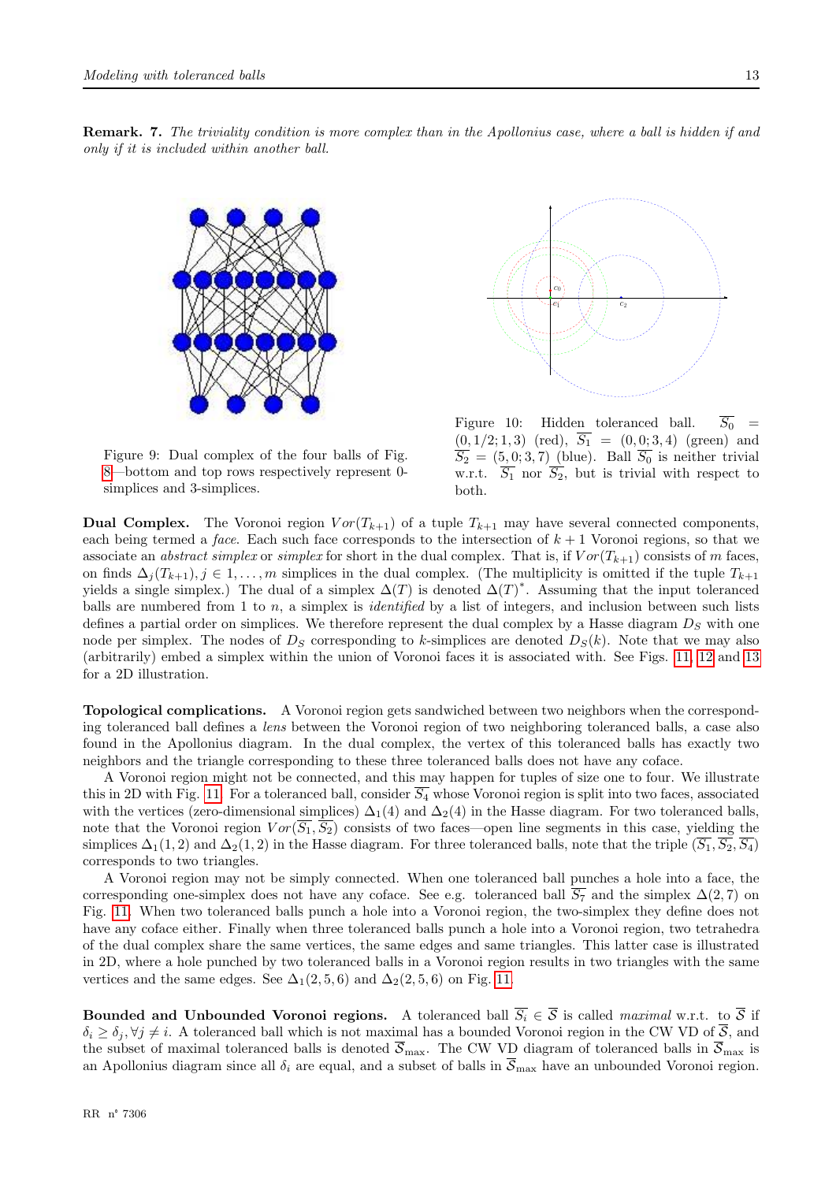**Remark. 7.** *The triviality condition is more complex than in the Apollonius case, where a ball is hidden if and only if it is included within another ball.*

Figure 9: Dual complex of the four balls of Fig. 8—bottom and top rows respectively represent 0-simplices and 3-simplices.

Figure 10: Hidden toleranced ball. $\overline{S_0} = (0, 1/2; 1, 3)$ (red), $\overline{S_1} = (0, 0; 3, 4)$ (green) and $\overline{S_2} = (5, 0; 3, 7)$ (blue). Ball $\overline{S_0}$ is neither trivial w.r.t. $\overline{S_1}$ nor $\overline{S_2}$, but is trivial with respect to both.

**Dual Complex.** The Voronoi region $Vor(T_{k+1})$ of a tuple $T_{k+1}$ may have several connected components, each being termed a *face*. Each such face corresponds to the intersection of $k+1$ Voronoi regions, so that we associate an *abstract simplex* or *simplex* for short in the dual complex. That is, if $Vor(T_{k+1})$ consists of $m$ faces, on finds $\Delta_j(T_{k+1}), j \in 1, \ldots, m$ simplices in the dual complex. (The multiplicity is omitted if the tuple $T_{k+1}$ yields a single simplex.) The dual of a simplex $\Delta(T)$ is denoted $\Delta(T)^*$. Assuming that the input toleranced balls are numbered from 1 to $n$, a simplex is *identified* by a list of integers, and inclusion between such lists defines a partial order on simplices. We therefore represent the dual complex by a Hasse diagram $D_S$ with one node per simplex. The nodes of $D_S$ corresponding to $k$-simplices are denoted $D_S(k)$. Note that we may also (arbitrarily) embed a simplex within the union of Voronoi faces it is associated with. See Figs. 11, 12 and 13 for a 2D illustration.

**Topological complications.** A Voronoi region gets sandwiched between two neighbors when the corresponding toleranced ball defines a *lens* between the Voronoi region of two neighboring toleranced balls, a case also found in the Apollonius diagram. In the dual complex, the vertex of this toleranced balls has exactly two neighbors and the triangle corresponding to these three toleranced balls does not have any coface.

A Voronoi region might not be connected, and this may happen for tuples of size one to four. We illustrate this in 2D with Fig. 11. For a toleranced ball, consider $\overline{S_4}$ whose Voronoi region is split into two faces, associated with the vertices (zero-dimensional simplices) $\Delta_1(4)$ and $\Delta_2(4)$ in the Hasse diagram. For two toleranced balls, note that the Voronoi region $Vor(\overline{S_1}, \overline{S_2})$ consists of two faces—open line segments in this case, yielding the simplices $\Delta_1(1, 2)$ and $\Delta_2(1, 2)$ in the Hasse diagram. For three toleranced balls, note that the triple $(\overline{S_1}, \overline{S_2}, \overline{S_4})$ corresponds to two triangles.

A Voronoi region may not be simply connected. When one toleranced ball punches a hole into a face, the corresponding one-simplex does not have any coface. See e.g. toleranced ball $\overline{S_7}$ and the simplex $\Delta(2, 7)$ on Fig. 11. When two toleranced balls punch a hole into a Voronoi region, the two-simplex they define does not have any coface either. Finally when three toleranced balls punch a hole into a Voronoi region, two tetrahedra of the dual complex share the same vertices, the same edges and same triangles. This latter case is illustrated in 2D, where a hole punched by two toleranced balls in a Voronoi region results in two triangles with the same vertices and the same edges. See $\Delta_1(2, 5, 6)$ and $\Delta_2(2, 5, 6)$ on Fig. 11.

**Bounded and Unbounded Voronoi regions.** A toleranced ball $\overline{S_i} \in \overline{S}$ is called *maximal* w.r.t. to $\overline{S}$ if $\delta_i \geq \delta_j, \forall j \neq i$. A toleranced ball which is not maximal has a bounded Voronoi region in the CW VD of $\overline{S}$, and the subset of maximal toleranced balls is denoted $\overline{S}_{\max}$. The CW VD diagram of toleranced balls in $\overline{S}_{\max}$ is an Apollonius diagram since all $\delta_i$ are equal, and a subset of balls in $\overline{S}_{\max}$ have an unbounded Voronoi region.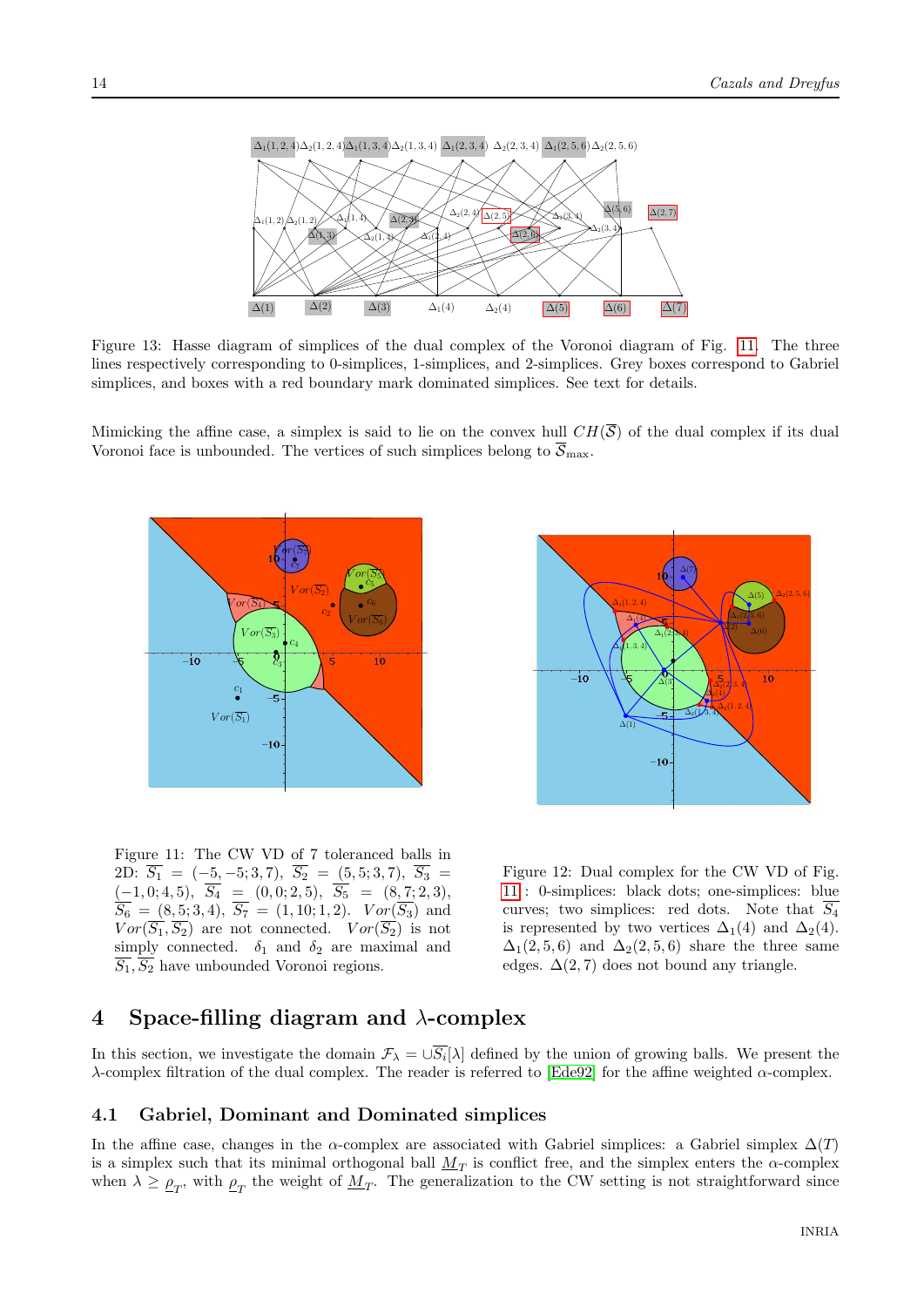Figure 13: Hasse diagram of simplices of the dual complex of the Voronoi diagram of Fig. 11. The three lines respectively corresponding to 0-simplices, 1-simplices, and 2-simplices. Grey boxes correspond to Gabriel simplices, and boxes with a red boundary mark dominated simplices. See text for details.

Mimicking the affine case, a simplex is said to lie on the convex hull $CH(\overline{\mathcal{S}})$ of the dual complex if its dual Voronoi face is unbounded. The vertices of such simplices belong to $\overline{\mathcal{S}}_{\max}$.

Figure 11: The CW VD of 7 toleranced balls in 2D: $\overline{S_1} = (-5,-5;3,7)$, $\overline{S_2} = (5,5;3,7)$, $\overline{S_3} = (-1,0;4,5)$, $\overline{S_4} = (0,0;2,5)$, $\overline{S_5} = (8,7;2,3)$, $\overline{S_6} = (8,5;3,4)$, $\overline{S_7} = (1,10;1,2)$. $Vor(\overline{S_1},\overline{S_2})$ are not connected. $Vor(\overline{S_2})$ is not simply connected. $\delta_1$ and $\delta_2$ are maximal and $\overline{S_1},\overline{S_2}$ have unbounded Voronoi regions.

Figure 12: Dual complex for the CW VD of Fig. 11 : 0-simplices: black dots; one-simplices: blue curves; two simplices: red dots. Note that $\overline{S_4}$ is represented by two vertices $\Delta_1(4)$ and $\Delta_2(4)$. $\Delta_1(2,5,6)$ and $\Delta_2(2,5,6)$ share the three same edges. $\Delta(2,7)$ does not bound any triangle.

# 4 Space-filling diagram and $\lambda$-complex

In this section, we investigate the domain $\mathcal{F}_\lambda = \cup \overline{S_i}[\lambda]$ defined by the union of growing balls. We present the $\lambda$-complex filtration of the dual complex. The reader is referred to [Ede92] for the affine weighted $\alpha$-complex.

## 4.1 Gabriel, Dominant and Dominated simplices

In the affine case, changes in the $\alpha$-complex are associated with Gabriel simplices: a Gabriel simplex $\Delta(T)$ is a simplex such that its minimal orthogonal ball $\underline{M}_T$ is conflict free, and the simplex enters the $\alpha$-complex when $\lambda \geq \underline{\rho}_T$, with $\underline{\rho}_T$ the weight of $\underline{M}_T$. The generalization to the CW setting is not straightforward since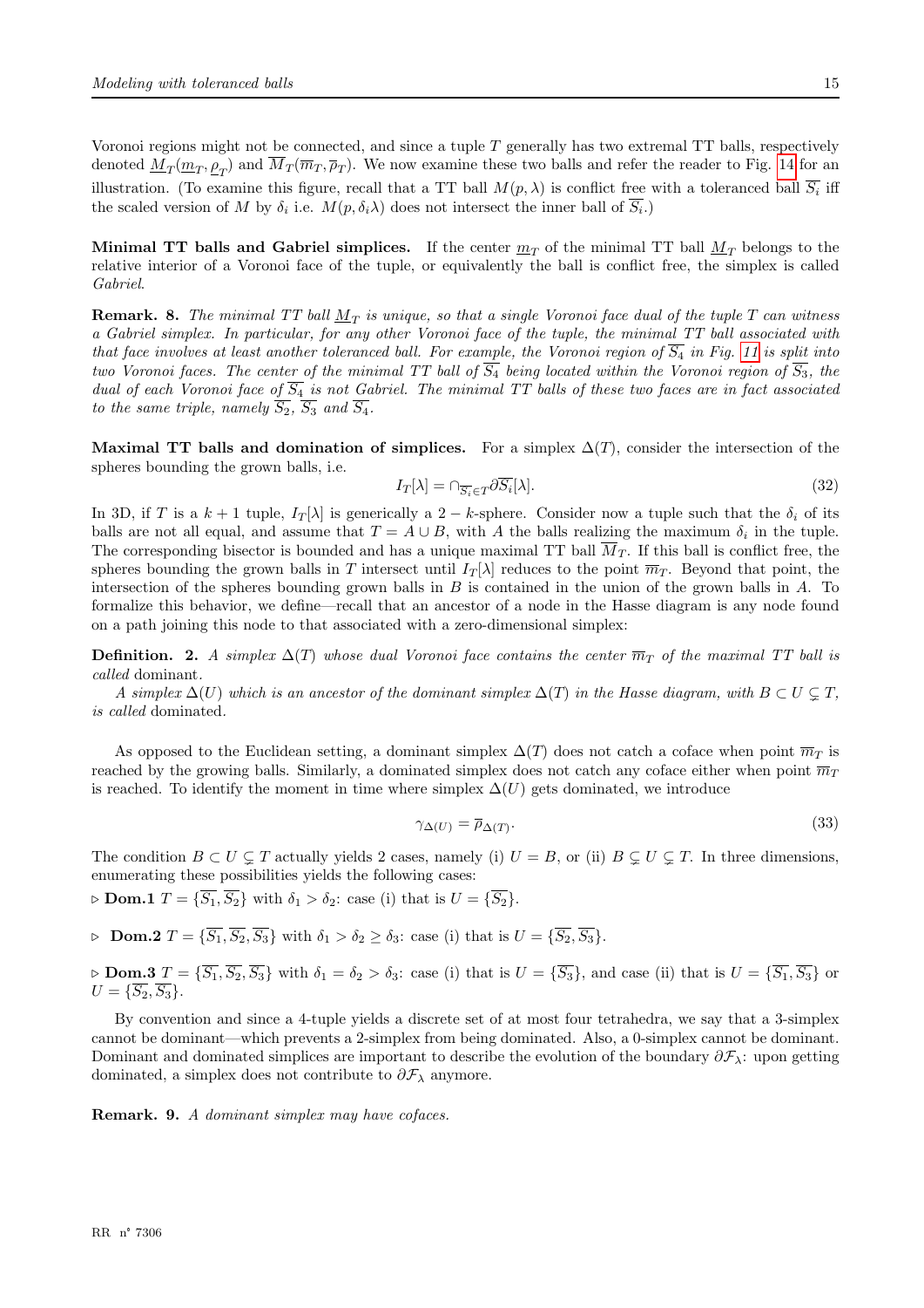Voronoi regions might not be connected, and since a tuple $T$ generally has two extremal TT balls, respectively denoted $\underline{M}_T(\underline{m}_T, \underline{\rho}_T)$ and $\overline{M}_T(\overline{m}_T, \overline{\rho}_T)$. We now examine these two balls and refer the reader to Fig. 14 for an illustration. (To examine this figure, recall that a TT ball $M(p, \lambda)$ is conflict free with a toleranced ball $\overline{S_i}$ iff the scaled version of $M$ by $\delta_i$ i.e. $M(p, \delta_i \lambda)$ does not intersect the inner ball of $\overline{S_i}$.)

**Minimal TT balls and Gabriel simplices.** If the center $\underline{m}_T$ of the minimal TT ball $\underline{M}_T$ belongs to the relative interior of a Voronoi face of the tuple, or equivalently the ball is conflict free, the simplex is called *Gabriel*.

**Remark. 8.** *The minimal TT ball $\underline{M}_T$ is unique, so that a single Voronoi face dual of the tuple $T$ can witness a Gabriel simplex. In particular, for any other Voronoi face of the tuple, the minimal TT ball associated with that face involves at least another toleranced ball. For example, the Voronoi region of $\overline{S_4}$ in Fig. 11 is split into two Voronoi faces. The center of the minimal TT ball of $\overline{S_4}$ being located within the Voronoi region of $\overline{S_3}$, the dual of each Voronoi face of $\overline{S_4}$ is not Gabriel. The minimal TT balls of these two faces are in fact associated to the same triple, namely $\overline{S_2}$, $\overline{S_3}$ and $\overline{S_4}$.*

**Maximal TT balls and domination of simplices.** For a simplex $\Delta(T)$, consider the intersection of the spheres bounding the grown balls, i.e.

$$I_T[\lambda] = \cap_{\overline{S_i} \in T} \partial \overline{S_i}[\lambda]. \tag{32}$$

In 3D, if $T$ is a $k+1$ tuple, $I_T[\lambda]$ is generically a $2-k$-sphere. Consider now a tuple such that the $\delta_i$ of its balls are not all equal, and assume that $T = A \cup B$, with $A$ the balls realizing the maximum $\delta_i$ in the tuple. The corresponding bisector is bounded and has a unique maximal TT ball $\overline{M}_T$. If this ball is conflict free, the spheres bounding the grown balls in $T$ intersect until $I_T[\lambda]$ reduces to the point $\overline{m}_T$. Beyond that point, the intersection of the spheres bounding grown balls in $B$ is contained in the union of the grown balls in $A$. To formalize this behavior, we define—recall that an ancestor of a node in the Hasse diagram is any node found on a path joining this node to that associated with a zero-dimensional simplex:

**Definition. 2.** *A simplex $\Delta(T)$ whose dual Voronoi face contains the center $\overline{m}_T$ of the maximal TT ball is called* dominant.

*A simplex $\Delta(U)$ which is an ancestor of the dominant simplex $\Delta(T)$ in the Hasse diagram, with $B \subset U \subsetneq T$, is called* dominated.

As opposed to the Euclidean setting, a dominant simplex $\Delta(T)$ does not catch a coface when point $\overline{m}_T$ is reached by the growing balls. Similarly, a dominated simplex does not catch any coface either when point $\overline{m}_T$ is reached. To identify the moment in time where simplex $\Delta(U)$ gets dominated, we introduce

$$\gamma_{\Delta(U)} = \overline{\rho}_{\Delta(T)}. \tag{33}$$

The condition $B \subset U \subsetneq T$ actually yields 2 cases, namely (i) $U = B$, or (ii) $B \subsetneq U \subsetneq T$. In three dimensions, enumerating these possibilities yields the following cases:

▷ **Dom.1** $T = \{\overline{S_1}, \overline{S_2}\}$ with $\delta_1 > \delta_2$: case (i) that is $U = \{\overline{S_2}\}$.

▷ **Dom.2** $T = \{\overline{S_1}, \overline{S_2}, \overline{S_3}\}$ with $\delta_1 > \delta_2 \geq \delta_3$: case (i) that is $U = \{\overline{S_2}, \overline{S_3}\}$.

▷ **Dom.3** $T = \{\overline{S_1}, \overline{S_2}, \overline{S_3}\}$ with $\delta_1 = \delta_2 > \delta_3$: case (i) that is $U = \{\overline{S_3}\}$, and case (ii) that is $U = \{\overline{S_1}, \overline{S_3}\}$ or $U = \{\overline{S_2}, \overline{S_3}\}$.

By convention and since a 4-tuple yields a discrete set of at most four tetrahedra, we say that a 3-simplex cannot be dominant—which prevents a 2-simplex from being dominated. Also, a 0-simplex cannot be dominant. Dominant and dominated simplices are important to describe the evolution of the boundary $\partial \mathcal{F}_\lambda$: upon getting dominated, a simplex does not contribute to $\partial \mathcal{F}_\lambda$ anymore.

**Remark. 9.** *A dominant simplex may have cofaces.*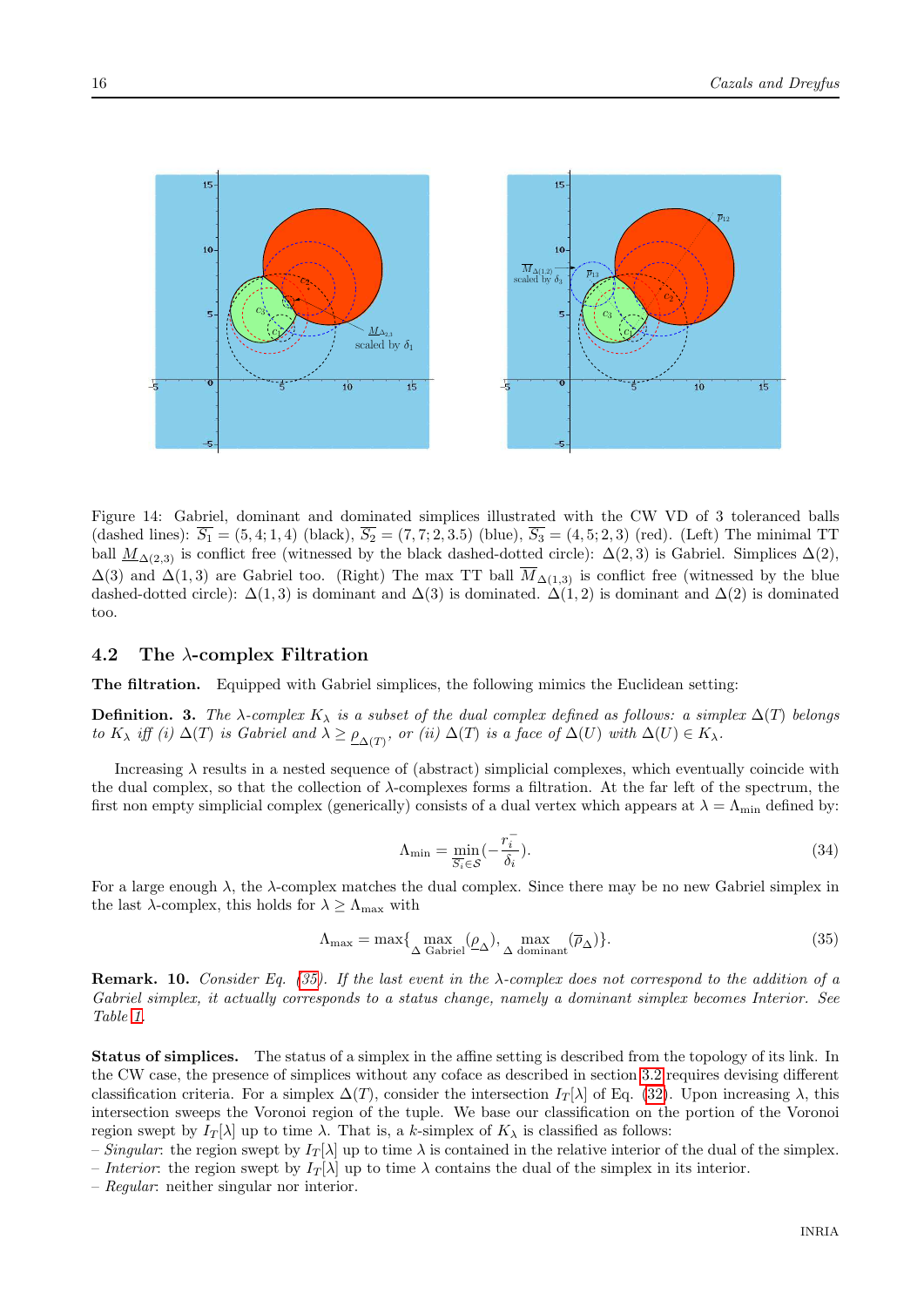Figure 14: Gabriel, dominant and dominated simplices illustrated with the CW VD of 3 toleranced balls (dashed lines): $\overline{S_1} = (5, 4; 1, 4)$ (black), $\overline{S_2} = (7, 7; 2, 3.5)$ (blue), $\overline{S_3} = (4, 5; 2, 3)$ (red). (Left) The minimal TT ball $\underline{M}_{\Delta(2,3)}$ is conflict free (witnessed by the black dashed-dotted circle): $\Delta(2, 3)$ is Gabriel. Simplices $\Delta(2)$, $\Delta(3)$ and $\Delta(1, 3)$ are Gabriel too. (Right) The max TT ball $\overline{M}_{\Delta(1,3)}$ is conflict free (witnessed by the blue dashed-dotted circle): $\Delta(1, 3)$ is dominant and $\Delta(3)$ is dominated. $\Delta(1, 2)$ is dominant and $\Delta(2)$ is dominated too.

## 4.2 The $\lambda$-complex Filtration

**The filtration.** Equipped with Gabriel simplices, the following mimics the Euclidean setting:

**Definition. 3.** *The $\lambda$-complex $K_\lambda$ is a subset of the dual complex defined as follows: a simplex $\Delta(T)$ belongs to $K_\lambda$ iff (i) $\Delta(T)$ is Gabriel and $\lambda \geq \underline{\rho}_{\Delta(T)}$, or (ii) $\Delta(T)$ is a face of $\Delta(U)$ with $\Delta(U) \in K_\lambda$.*

Increasing $\lambda$ results in a nested sequence of (abstract) simplicial complexes, which eventually coincide with the dual complex, so that the collection of $\lambda$-complexes forms a filtration. At the far left of the spectrum, the first non empty simplicial complex (generically) consists of a dual vertex which appears at $\lambda = \Lambda_{\min}$ defined by:

$$\Lambda_{\min} = \min_{\overline{S_i} \in \mathcal{S}} \left(-\frac{r_i^-}{\delta_i}\right). \tag{34}$$

For a large enough $\lambda$, the $\lambda$-complex matches the dual complex. Since there may be no new Gabriel simplex in the last $\lambda$-complex, this holds for $\lambda \geq \Lambda_{\max}$ with

$$\Lambda_{\max} = \max\{ \max_{\Delta \text{ Gabriel}} (\underline{\rho}_\Delta), \max_{\Delta \text{ dominant}} (\overline{\rho}_\Delta) \}. \tag{35}$$

**Remark. 10.** *Consider Eq. (35). If the last event in the $\lambda$-complex does not correspond to the addition of a Gabriel simplex, it actually corresponds to a status change, namely a dominant simplex becomes Interior. See Table 1.*

**Status of simplices.** The status of a simplex in the affine setting is described from the topology of its link. In the CW case, the presence of simplices without any coface as described in section 3.2 requires devising different classification criteria. For a simplex $\Delta(T)$, consider the intersection $I_T[\lambda]$ of Eq. (32). Upon increasing $\lambda$, this intersection sweeps the Voronoi region of the tuple. We base our classification on the portion of the Voronoi region swept by $I_T[\lambda]$ up to time $\lambda$. That is, a $k$-simplex of $K_\lambda$ is classified as follows:

- *Singular*: the region swept by $I_T[\lambda]$ up to time $\lambda$ is contained in the relative interior of the dual of the simplex.
- *Interior*: the region swept by $I_T[\lambda]$ up to time $\lambda$ contains the dual of the simplex in its interior.
- *Regular*: neither singular nor interior.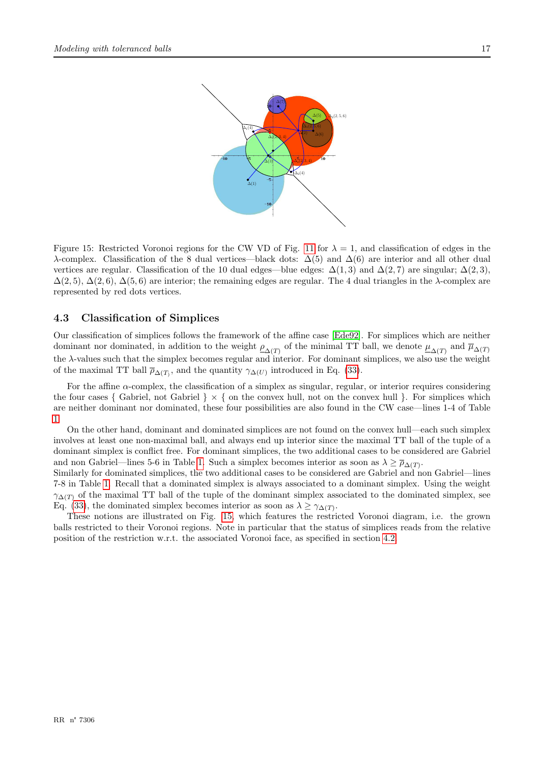Figure 15: Restricted Voronoi regions for the CW VD of Fig. 11 for $\lambda = 1$, and classification of edges in the $\lambda$-complex. Classification of the 8 dual vertices—black dots: $\Delta(5)$ and $\Delta(6)$ are interior and all other dual vertices are regular. Classification of the 10 dual edges—blue edges: $\Delta(1,3)$ and $\Delta(2,7)$ are singular; $\Delta(2,3)$, $\Delta(2,5)$, $\Delta(2,6)$, $\Delta(5,6)$ are interior; the remaining edges are regular. The 4 dual triangles in the $\lambda$-complex are represented by red dots vertices.

### 4.3 Classification of Simplices

Our classification of simplices follows the framework of the affine case [Ede92]. For simplices which are neither dominant nor dominated, in addition to the weight $\underline{\rho}_{\Delta(T)}$ of the minimal TT ball, we denote $\underline{\mu}_{\Delta(T)}$ and $\overline{\mu}_{\Delta(T)}$ the $\lambda$-values such that the simplex becomes regular and interior. For dominant simplices, we also use the weight of the maximal TT ball $\overline{\rho}_{\Delta(T)}$, and the quantity $\gamma_{\Delta(U)}$ introduced in Eq. (33).

For the affine $\alpha$-complex, the classification of a simplex as singular, regular, or interior requires considering the four cases { Gabriel, not Gabriel } $\times$ { on the convex hull, not on the convex hull }. For simplices which are neither dominant nor dominated, these four possibilities are also found in the CW case—lines 1-4 of Table 1.

On the other hand, dominant and dominated simplices are not found on the convex hull—each such simplex involves at least one non-maximal ball, and always end up interior since the maximal TT ball of the tuple of a dominant simplex is conflict free. For dominant simplices, the two additional cases to be considered are Gabriel and non Gabriel—lines 5-6 in Table 1. Such a simplex becomes interior as soon as $\lambda \geq \overline{\rho}_{\Delta(T)}$.
Similarly for dominated simplices, the two additional cases to be considered are Gabriel and non Gabriel—lines 7-8 in Table 1. Recall that a dominated simplex is always associated to a dominant simplex. Using the weight $\gamma_{\Delta(T)}$ of the maximal TT ball of the tuple of the dominant simplex associated to the dominated simplex, see Eq. (33), the dominated simplex becomes interior as soon as $\lambda \geq \gamma_{\Delta(T)}$.
These notions are illustrated on Fig. 15, which features the restricted Voronoi diagram, i.e. the grown balls restricted to their Voronoi regions. Note in particular that the status of simplices reads from the relative position of the restriction w.r.t. the associated Voronoi face, as specified in section 4.2.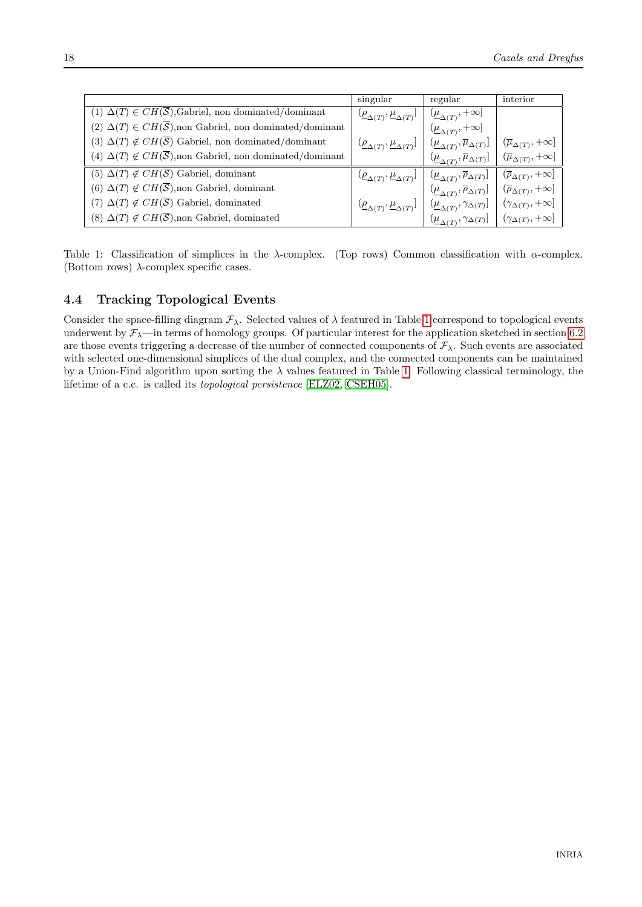| | singular | regular | interior |
|---|---|---|---|
| (1) $\Delta(T) \in CH(\overline{\mathcal{S}})$,Gabriel, non dominated/dominant | $(\underline{\rho}_{\Delta(T)}, \underline{\mu}_{\Delta(T)}]$ | $(\underline{\mu}_{\Delta(T)}, +\infty]$ | |
| (2) $\Delta(T) \in CH(\overline{\mathcal{S}})$,non Gabriel, non dominated/dominant | | $(\underline{\mu}_{\Delta(T)}, +\infty]$ | |
| (3) $\Delta(T) \notin CH(\overline{\mathcal{S}})$ Gabriel, non dominated/dominant | $(\underline{\rho}_{\Delta(T)}, \underline{\mu}_{\Delta(T)}]$ | $(\underline{\mu}_{\Delta(T)}, \overline{\mu}_{\Delta(T)}]$ | $(\overline{\mu}_{\Delta(T)}, +\infty]$ |
| (4) $\Delta(T) \notin CH(\overline{\mathcal{S}})$,non Gabriel, non dominated/dominant | | $(\underline{\mu}_{\Delta(T)}, \overline{\mu}_{\Delta(T)}]$ | $(\overline{\mu}_{\Delta(T)}, +\infty]$ |
| (5) $\Delta(T) \notin CH(\overline{\mathcal{S}})$ Gabriel, dominant | $(\underline{\rho}_{\Delta(T)}, \underline{\mu}_{\Delta(T)}]$ | $(\underline{\mu}_{\Delta(T)}, \overline{\rho}_{\Delta(T)}]$ | $(\overline{\rho}_{\Delta(T)}, +\infty]$ |
| (6) $\Delta(T) \notin CH(\overline{\mathcal{S}})$,non Gabriel, dominant | | $(\underline{\mu}_{\Delta(T)}, \overline{\rho}_{\Delta(T)}]$ | $(\overline{\rho}_{\Delta(T)}, +\infty]$ |
| (7) $\Delta(T) \notin CH(\overline{\mathcal{S}})$ Gabriel, dominated | $(\underline{\rho}_{\Delta(T)}, \underline{\mu}_{\Delta(T)}]$ | $(\underline{\mu}_{\Delta(T)}, \gamma_{\Delta(T)}]$ | $(\gamma_{\Delta(T)}, +\infty]$ |
| (8) $\Delta(T) \notin CH(\overline{\mathcal{S}})$,non Gabriel, dominated | | $(\underline{\mu}_{\Delta(T)}, \gamma_{\Delta(T)}]$ | $(\gamma_{\Delta(T)}, +\infty]$ |

Table 1: Classification of simplices in the $\lambda$-complex. (Top rows) Common classification with $\alpha$-complex. (Bottom rows) $\lambda$-complex specific cases.

### 4.4 Tracking Topological Events

Consider the space-filling diagram $\mathcal{F}_\lambda$. Selected values of $\lambda$ featured in Table 1 correspond to topological events underwent by $\mathcal{F}_\lambda$—in terms of homology groups. Of particular interest for the application sketched in section 6.2 are those events triggering a decrease of the number of connected components of $\mathcal{F}_\lambda$. Such events are associated with selected one-dimensional simplices of the dual complex, and the connected components can be maintained by a Union-Find algorithm upon sorting the $\lambda$ values featured in Table 1. Following classical terminology, the lifetime of a c.c. is called its *topological persistence* [ELZ02, CSEH05].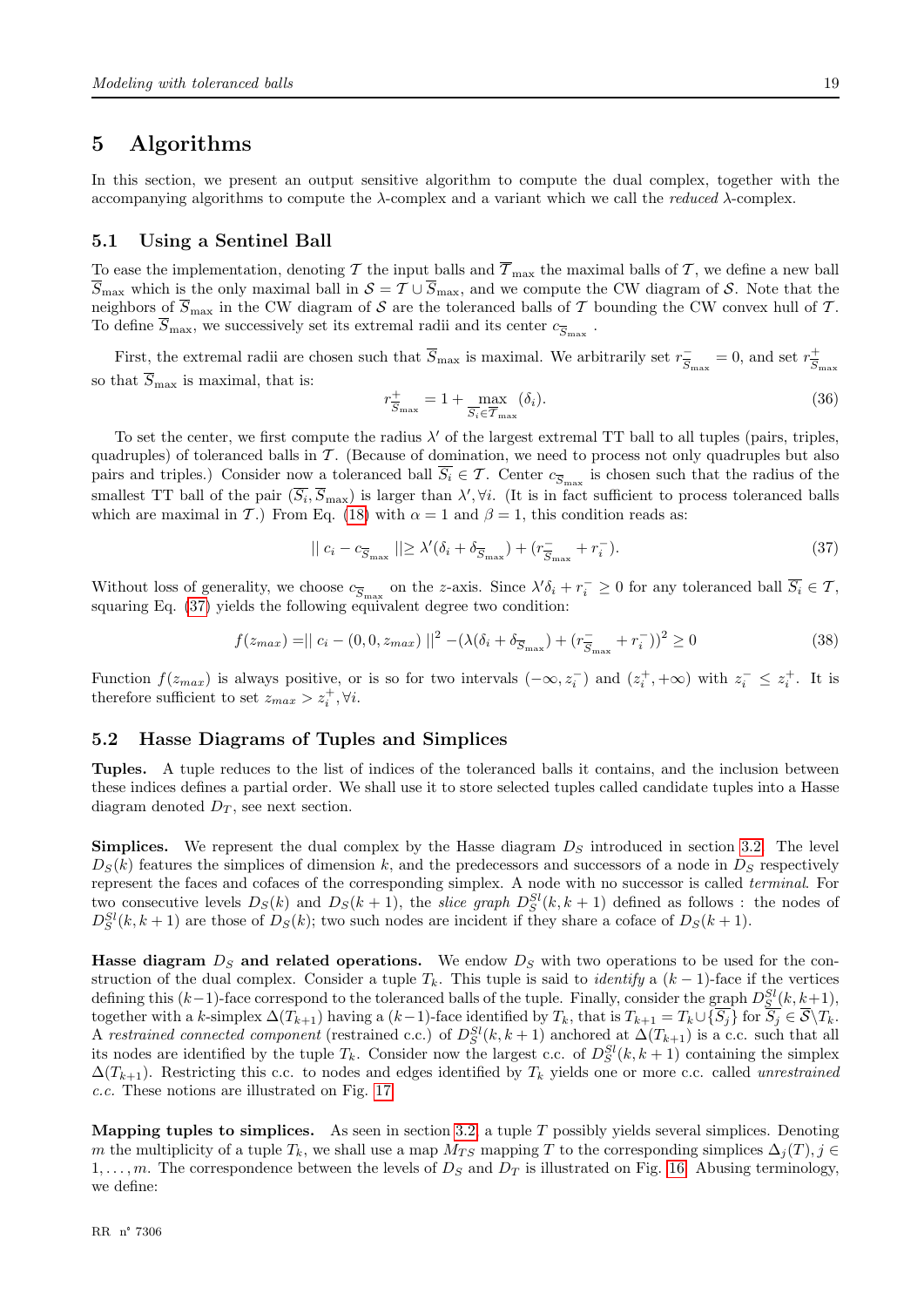# 5 Algorithms

In this section, we present an output sensitive algorithm to compute the dual complex, together with the accompanying algorithms to compute the $\lambda$-complex and a variant which we call the *reduced* $\lambda$-complex.

## 5.1 Using a Sentinel Ball

To ease the implementation, denoting $\mathcal{T}$ the input balls and $\overline{\mathcal{T}}_{\max}$ the maximal balls of $\mathcal{T}$, we define a new ball $\overline{S}_{\max}$ which is the only maximal ball in $\mathcal{S} = \mathcal{T} \cup \overline{S}_{\max}$, and we compute the CW diagram of $\mathcal{S}$. Note that the neighbors of $\overline{S}_{\max}$ in the CW diagram of $\mathcal{S}$ are the toleranced balls of $\mathcal{T}$ bounding the CW convex hull of $\mathcal{T}$. To define $\overline{S}_{\max}$, we successively set its extremal radii and its center $c_{\overline{S}_{\max}}$.

First, the extremal radii are chosen such that $\overline{S}_{\max}$ is maximal. We arbitrarily set $r^-_{\overline{S}_{\max}} = 0$, and set $r^+_{\overline{S}_{\max}}$ so that $\overline{S}_{\max}$ is maximal, that is:

$$r^+_{\overline{S}_{\max}} = 1 + \max_{\overline{S_i} \in \overline{\mathcal{T}}_{\max}} (\delta_i). \tag{36}$$

To set the center, we first compute the radius $\lambda'$ of the largest extremal TT ball to all tuples (pairs, triples, quadruples) of toleranced balls in $\mathcal{T}$. (Because of domination, we need to process not only quadruples but also pairs and triples.) Consider now a toleranced ball $\overline{S_i} \in \mathcal{T}$. Center $c_{\overline{S}_{\max}}$ is chosen such that the radius of the smallest TT ball of the pair $(\overline{S_i}, \overline{S}_{\max})$ is larger than $\lambda', \forall i$. (It is in fact sufficient to process toleranced balls which are maximal in $\mathcal{T}$.) From Eq. (18) with $\alpha = 1$ and $\beta = 1$, this condition reads as:

$$\| c_i - c_{\overline{S}_{\max}} \| \geq \lambda'(\delta_i + \delta_{\overline{S}_{\max}}) + (r^-_{\overline{S}_{\max}} + r^-_i). \tag{37}$$

Without loss of generality, we choose $c_{\overline{S}_{\max}}$ on the $z$-axis. Since $\lambda'\delta_i + r^-_i \geq 0$ for any toleranced ball $\overline{S_i} \in \mathcal{T}$, squaring Eq. (37) yields the following equivalent degree two condition:

$$f(z_{max}) = \| c_i - (0, 0, z_{max}) \|^2 - (\lambda(\delta_i + \delta_{\overline{S}_{\max}}) + (r^-_{\overline{S}_{\max}} + r^-_i))^2 \geq 0 \tag{38}$$

Function $f(z_{max})$ is always positive, or is so for two intervals $(-\infty, z^-_i)$ and $(z^+_i, +\infty)$ with $z^-_i \leq z^+_i$. It is therefore sufficient to set $z_{max} > z^+_i, \forall i$.

## 5.2 Hasse Diagrams of Tuples and Simplices

**Tuples.** A tuple reduces to the list of indices of the toleranced balls it contains, and the inclusion between these indices defines a partial order. We shall use it to store selected tuples called candidate tuples into a Hasse diagram denoted $D_T$, see next section.

**Simplices.** We represent the dual complex by the Hasse diagram $D_S$ introduced in section 3.2. The level $D_S(k)$ features the simplices of dimension $k$, and the predecessors and successors of a node in $D_S$ respectively represent the faces and cofaces of the corresponding simplex. A node with no successor is called *terminal*. For two consecutive levels $D_S(k)$ and $D_S(k+1)$, the *slice graph* $D^{Sl}_S(k, k+1)$ defined as follows : the nodes of $D^{Sl}_S(k, k+1)$ are those of $D_S(k)$; two such nodes are incident if they share a coface of $D_S(k+1)$.

**Hasse diagram $D_S$ and related operations.** We endow $D_S$ with two operations to be used for the construction of the dual complex. Consider a tuple $T_k$. This tuple is said to *identify* a $(k-1)$-face if the vertices defining this $(k-1)$-face correspond to the toleranced balls of the tuple. Finally, consider the graph $D^{Sl}_S(k, k+1)$, together with a $k$-simplex $\Delta(T_{k+1})$ having a $(k-1)$-face identified by $T_k$, that is $T_{k+1} = T_k \cup \{\overline{S_j}\}$ for $\overline{S_j} \in \overline{\mathcal{S}} \backslash T_k$. A *restrained connected component* (restrained c.c.) of $D^{Sl}_S(k, k+1)$ anchored at $\Delta(T_{k+1})$ is a c.c. such that all its nodes are identified by the tuple $T_k$. Consider now the largest c.c. of $D^{Sl}_S(k, k+1)$ containing the simplex $\Delta(T_{k+1})$. Restricting this c.c. to nodes and edges identified by $T_k$ yields one or more c.c. called *unrestrained c.c.* These notions are illustrated on Fig. 17.

**Mapping tuples to simplices.** As seen in section 3.2, a tuple $T$ possibly yields several simplices. Denoting $m$ the multiplicity of a tuple $T_k$, we shall use a map $M_{TS}$ mapping $T$ to the corresponding simplices $\Delta_j(T), j \in 1, \ldots, m$. The correspondence between the levels of $D_S$ and $D_T$ is illustrated on Fig. 16. Abusing terminology, we define: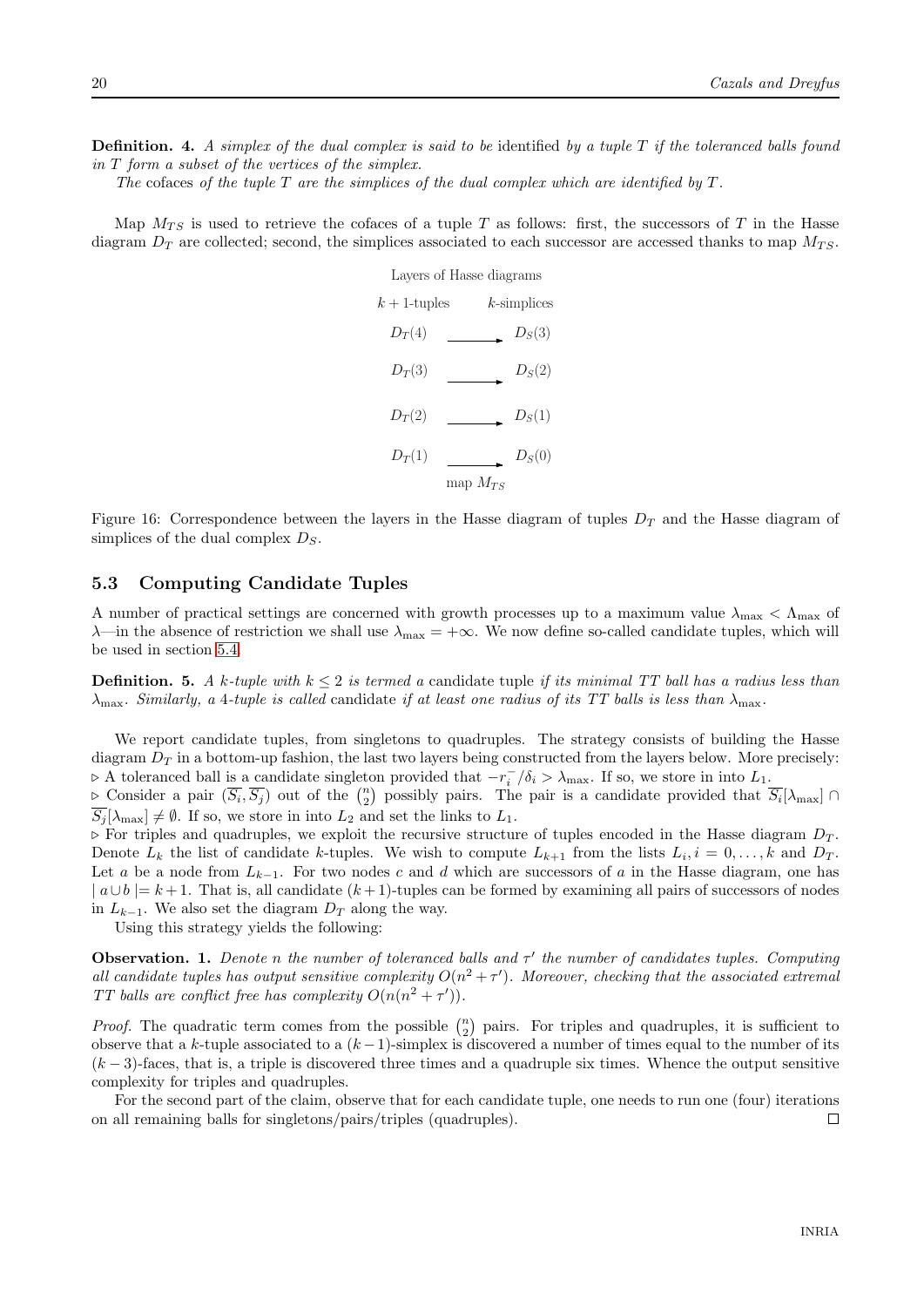**Definition. 4.** *A simplex of the dual complex is said to be* identified *by a tuple $T$ if the toleranced balls found in $T$ form a subset of the vertices of the simplex.*

*The* cofaces *of the tuple $T$ are the simplices of the dual complex which are identified by $T$.*

Map $M_{TS}$ is used to retrieve the cofaces of a tuple $T$ as follows: first, the successors of $T$ in the Hasse diagram $D_T$ are collected; second, the simplices associated to each successor are accessed thanks to map $M_{TS}$.

Layers of Hasse diagrams

| $k+1$-tuples | | $k$-simplices |
|---|---|---|
| $D_T(4)$ | $\longrightarrow$ | $D_S(3)$ |
| $D_T(3)$ | $\longrightarrow$ | $D_S(2)$ |
| $D_T(2)$ | $\longrightarrow$ | $D_S(1)$ |
| $D_T(1)$ | $\longrightarrow$ | $D_S(0)$ |
| | map $M_{TS}$ | |

Figure 16: Correspondence between the layers in the Hasse diagram of tuples $D_T$ and the Hasse diagram of simplices of the dual complex $D_S$.

## 5.3 Computing Candidate Tuples

A number of practical settings are concerned with growth processes up to a maximum value $\lambda_{\max} < \Lambda_{\max}$ of $\lambda$—in the absence of restriction we shall use $\lambda_{\max} = +\infty$. We now define so-called candidate tuples, which will be used in section 5.4.

**Definition. 5.** *A $k$-tuple with $k \leq 2$ is termed a* candidate tuple *if its minimal TT ball has a radius less than $\lambda_{\max}$. Similarly, a 4-tuple is called* candidate *if at least one radius of its TT balls is less than $\lambda_{\max}$.*

We report candidate tuples, from singletons to quadruples. The strategy consists of building the Hasse diagram $D_T$ in a bottom-up fashion, the last two layers being constructed from the layers below. More precisely:
▷ A toleranced ball is a candidate singleton provided that $-r_i^-/\delta_i > \lambda_{\max}$. If so, we store in into $L_1$.
▷ Consider a pair $(\overline{S_i}, \overline{S_j})$ out of the $\binom{n}{2}$ possibly pairs. The pair is a candidate provided that $\overline{S_i}[\lambda_{\max}] \cap \overline{S_j}[\lambda_{\max}] \neq \emptyset$. If so, we store in into $L_2$ and set the links to $L_1$.
▷ For triples and quadruples, we exploit the recursive structure of tuples encoded in the Hasse diagram $D_T$. Denote $L_k$ the list of candidate $k$-tuples. We wish to compute $L_{k+1}$ from the lists $L_i, i = 0, \ldots, k$ and $D_T$. Let $a$ be a node from $L_{k-1}$. For two nodes $c$ and $d$ which are successors of $a$ in the Hasse diagram, one has $\mid a \cup b \mid= k+1$. That is, all candidate $(k+1)$-tuples can be formed by examining all pairs of successors of nodes in $L_{k-1}$. We also set the diagram $D_T$ along the way.

Using this strategy yields the following:

**Observation. 1.** *Denote $n$ the number of toleranced balls and $\tau'$ the number of candidates tuples. Computing all candidate tuples has output sensitive complexity $O(n^2 + \tau')$. Moreover, checking that the associated extremal TT balls are conflict free has complexity $O(n(n^2 + \tau'))$.*

*Proof.* The quadratic term comes from the possible $\binom{n}{2}$ pairs. For triples and quadruples, it is sufficient to observe that a $k$-tuple associated to a $(k-1)$-simplex is discovered a number of times equal to the number of its $(k-3)$-faces, that is, a triple is discovered three times and a quadruple six times. Whence the output sensitive complexity for triples and quadruples.

For the second part of the claim, observe that for each candidate tuple, one needs to run one (four) iterations on all remaining balls for singletons/pairs/triples (quadruples). □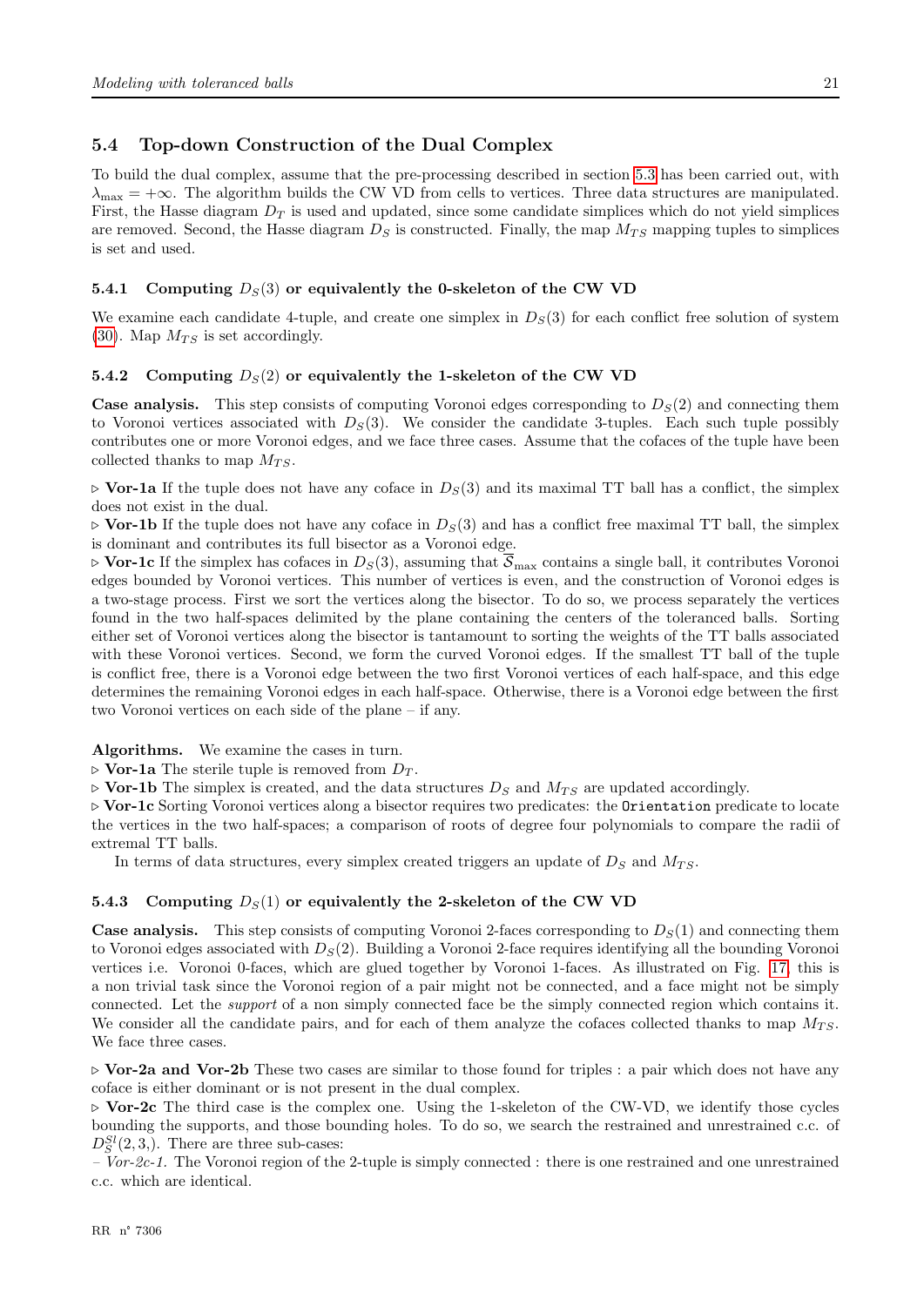### 5.4 Top-down Construction of the Dual Complex

To build the dual complex, assume that the pre-processing described in section 5.3 has been carried out, with $\lambda_{\max} = +\infty$. The algorithm builds the CW VD from cells to vertices. Three data structures are manipulated. First, the Hasse diagram $D_T$ is used and updated, since some candidate simplices which do not yield simplices are removed. Second, the Hasse diagram $D_S$ is constructed. Finally, the map $M_{TS}$ mapping tuples to simplices is set and used.

#### 5.4.1 Computing $D_S(3)$ or equivalently the 0-skeleton of the CW VD

We examine each candidate 4-tuple, and create one simplex in $D_S(3)$ for each conflict free solution of system (30). Map $M_{TS}$ is set accordingly.

#### 5.4.2 Computing $D_S(2)$ or equivalently the 1-skeleton of the CW VD

**Case analysis.** This step consists of computing Voronoi edges corresponding to $D_S(2)$ and connecting them to Voronoi vertices associated with $D_S(3)$. We consider the candidate 3-tuples. Each such tuple possibly contributes one or more Voronoi edges, and we face three cases. Assume that the cofaces of the tuple have been collected thanks to map $M_{TS}$.

$\triangleright$ **Vor-1a** If the tuple does not have any coface in $D_S(3)$ and its maximal TT ball has a conflict, the simplex does not exist in the dual.

$\triangleright$ **Vor-1b** If the tuple does not have any coface in $D_S(3)$ and has a conflict free maximal TT ball, the simplex is dominant and contributes its full bisector as a Voronoi edge.

$\triangleright$ **Vor-1c** If the simplex has cofaces in $D_S(3)$, assuming that $\overline{S}_{\max}$ contains a single ball, it contributes Voronoi edges bounded by Voronoi vertices. This number of vertices is even, and the construction of Voronoi edges is a two-stage process. First we sort the vertices along the bisector. To do so, we process separately the vertices found in the two half-spaces delimited by the plane containing the centers of the toleranced balls. Sorting either set of Voronoi vertices along the bisector is tantamount to sorting the weights of the TT balls associated with these Voronoi vertices. Second, we form the curved Voronoi edges. If the smallest TT ball of the tuple is conflict free, there is a Voronoi edge between the two first Voronoi vertices of each half-space, and this edge determines the remaining Voronoi edges in each half-space. Otherwise, there is a Voronoi edge between the first two Voronoi vertices on each side of the plane – if any.

**Algorithms.** We examine the cases in turn.

$\triangleright$ **Vor-1a** The sterile tuple is removed from $D_T$.

$\triangleright$ **Vor-1b** The simplex is created, and the data structures $D_S$ and $M_{TS}$ are updated accordingly.

$\triangleright$ **Vor-1c** Sorting Voronoi vertices along a bisector requires two predicates: the `Orientation` predicate to locate the vertices in the two half-spaces; a comparison of roots of degree four polynomials to compare the radii of extremal TT balls.

In terms of data structures, every simplex created triggers an update of $D_S$ and $M_{TS}$.

#### 5.4.3 Computing $D_S(1)$ or equivalently the 2-skeleton of the CW VD

**Case analysis.** This step consists of computing Voronoi 2-faces corresponding to $D_S(1)$ and connecting them to Voronoi edges associated with $D_S(2)$. Building a Voronoi 2-face requires identifying all the bounding Voronoi vertices i.e. Voronoi 0-faces, which are glued together by Voronoi 1-faces. As illustrated on Fig. 17, this is a non trivial task since the Voronoi region of a pair might not be connected, and a face might not be simply connected. Let the *support* of a non simply connected face be the simply connected region which contains it. We consider all the candidate pairs, and for each of them analyze the cofaces collected thanks to map $M_{TS}$. We face three cases.

$\triangleright$ **Vor-2a and Vor-2b** These two cases are similar to those found for triples : a pair which does not have any coface is either dominant or is not present in the dual complex.

$\triangleright$ **Vor-2c** The third case is the complex one. Using the 1-skeleton of the CW-VD, we identify those cycles bounding the supports, and those bounding holes. To do so, we search the restrained and unrestrained c.c. of $D_S^{Sl}(2, 3,)$. There are three sub-cases:

– *Vor-2c-1.* The Voronoi region of the 2-tuple is simply connected : there is one restrained and one unrestrained c.c. which are identical.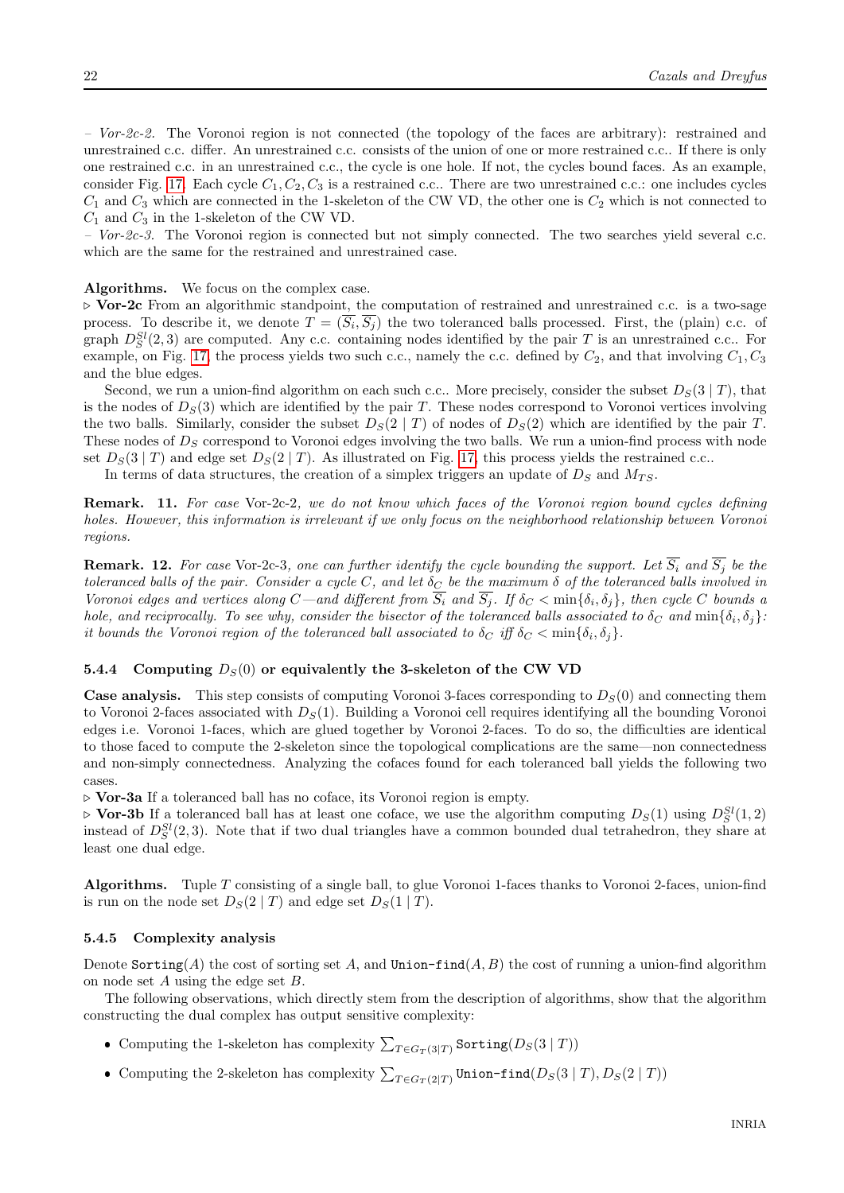– *Vor-2c-2.* The Voronoi region is not connected (the topology of the faces are arbitrary): restrained and unrestrained c.c. differ. An unrestrained c.c. consists of the union of one or more restrained c.c.. If there is only one restrained c.c. in an unrestrained c.c., the cycle is one hole. If not, the cycles bound faces. As an example, consider Fig. 17. Each cycle $C_1, C_2, C_3$ is a restrained c.c.. There are two unrestrained c.c.: one includes cycles $C_1$ and $C_3$ which are connected in the 1-skeleton of the CW VD, the other one is $C_2$ which is not connected to $C_1$ and $C_3$ in the 1-skeleton of the CW VD.

– *Vor-2c-3.* The Voronoi region is connected but not simply connected. The two searches yield several c.c. which are the same for the restrained and unrestrained case.

**Algorithms.** We focus on the complex case.

▷ **Vor-2c** From an algorithmic standpoint, the computation of restrained and unrestrained c.c. is a two-sage process. To describe it, we denote $T = (\overline{S_i}, \overline{S_j})$ the two toleranced balls processed. First, the (plain) c.c. of graph $D_S^{Sl}(2, 3)$ are computed. Any c.c. containing nodes identified by the pair $T$ is an unrestrained c.c.. For example, on Fig. 17, the process yields two such c.c., namely the c.c. defined by $C_2$, and that involving $C_1, C_3$ and the blue edges.

Second, we run a union-find algorithm on each such c.c.. More precisely, consider the subset $D_S(3 \mid T)$, that is the nodes of $D_S(3)$ which are identified by the pair $T$. These nodes correspond to Voronoi vertices involving the two balls. Similarly, consider the subset $D_S(2 \mid T)$ of nodes of $D_S(2)$ which are identified by the pair $T$. These nodes of $D_S$ correspond to Voronoi edges involving the two balls. We run a union-find process with node set $D_S(3 \mid T)$ and edge set $D_S(2 \mid T)$. As illustrated on Fig. 17, this process yields the restrained c.c..

In terms of data structures, the creation of a simplex triggers an update of $D_S$ and $M_{TS}$.

**Remark. 11.** *For case* Vor-2c-2*, we do not know which faces of the Voronoi region bound cycles defining holes. However, this information is irrelevant if we only focus on the neighborhood relationship between Voronoi regions.*

**Remark. 12.** *For case* Vor-2c-3*, one can further identify the cycle bounding the support. Let $\overline{S_i}$ and $\overline{S_j}$ be the toleranced balls of the pair. Consider a cycle $C$, and let $\delta_C$ be the maximum $\delta$ of the toleranced balls involved in Voronoi edges and vertices along $C$—and different from $\overline{S_i}$ and $\overline{S_j}$. If $\delta_C < \min\{\delta_i, \delta_j\}$, then cycle $C$ bounds a hole, and reciprocally. To see why, consider the bisector of the toleranced balls associated to $\delta_C$ and $\min\{\delta_i, \delta_j\}$: it bounds the Voronoi region of the toleranced ball associated to $\delta_C$ iff $\delta_C < \min\{\delta_i, \delta_j\}$.*

### 5.4.4 Computing $D_S(0)$ or equivalently the 3-skeleton of the CW VD

**Case analysis.** This step consists of computing Voronoi 3-faces corresponding to $D_S(0)$ and connecting them to Voronoi 2-faces associated with $D_S(1)$. Building a Voronoi cell requires identifying all the bounding Voronoi edges i.e. Voronoi 1-faces, which are glued together by Voronoi 2-faces. To do so, the difficulties are identical to those faced to compute the 2-skeleton since the topological complications are the same—non connectedness and non-simply connectedness. Analyzing the cofaces found for each toleranced ball yields the following two cases.

▷ **Vor-3a** If a toleranced ball has no coface, its Voronoi region is empty.

▷ **Vor-3b** If a toleranced ball has at least one coface, we use the algorithm computing $D_S(1)$ using $D_S^{Sl}(1, 2)$ instead of $D_S^{Sl}(2, 3)$. Note that if two dual triangles have a common bounded dual tetrahedron, they share at least one dual edge.

**Algorithms.** Tuple $T$ consisting of a single ball, to glue Voronoi 1-faces thanks to Voronoi 2-faces, union-find is run on the node set $D_S(2 \mid T)$ and edge set $D_S(1 \mid T)$.

### 5.4.5 Complexity analysis

Denote `Sorting`$(A)$ the cost of sorting set $A$, and `Union-find`$(A, B)$ the cost of running a union-find algorithm on node set $A$ using the edge set $B$.

The following observations, which directly stem from the description of algorithms, show that the algorithm constructing the dual complex has output sensitive complexity:

- Computing the 1-skeleton has complexity $\sum_{T \in G_T(3|T)} \texttt{Sorting}(D_S(3 \mid T))$
- Computing the 2-skeleton has complexity $\sum_{T \in G_T(2|T)} \texttt{Union-find}(D_S(3 \mid T), D_S(2 \mid T))$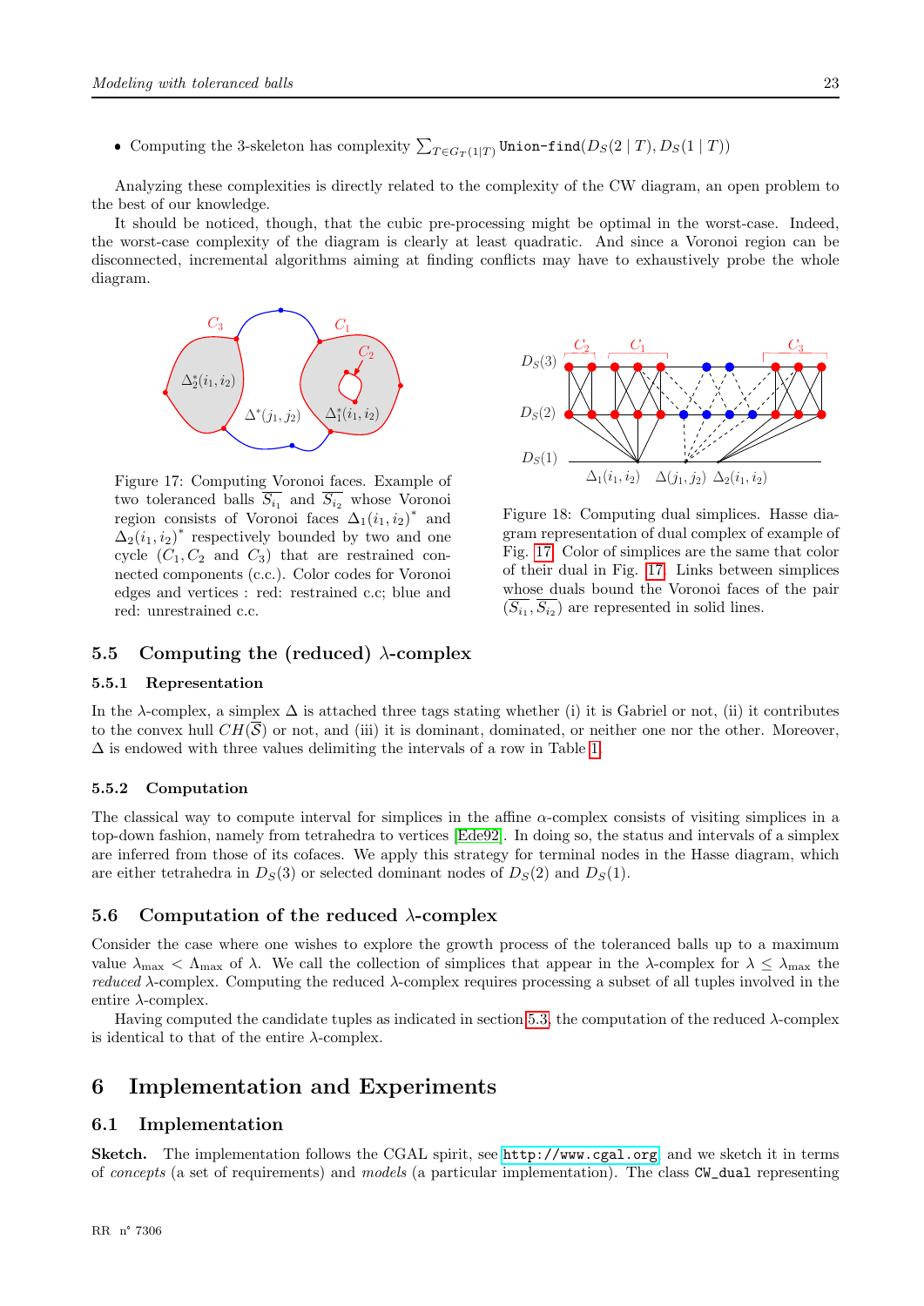- Computing the 3-skeleton has complexity $\sum_{T\in G_T(1|T)}$ `Union-find`$(D_S(2 \mid T), D_S(1 \mid T))$

Analyzing these complexities is directly related to the complexity of the CW diagram, an open problem to the best of our knowledge.

It should be noticed, though, that the cubic pre-processing might be optimal in the worst-case. Indeed, the worst-case complexity of the diagram is clearly at least quadratic. And since a Voronoi region can be disconnected, incremental algorithms aiming at finding conflicts may have to exhaustively probe the whole diagram.

Figure 17: Computing Voronoi faces. Example of two toleranced balls $\overline{S_{i_1}}$ and $\overline{S_{i_2}}$ whose Voronoi region consists of Voronoi faces $\Delta_1(i_1, i_2)^*$ and $\Delta_2(i_1, i_2)^*$ respectively bounded by two and one cycle ($C_1, C_2$ and $C_3$) that are restrained connected components (c.c.). Color codes for Voronoi edges and vertices : red: restrained c.c; blue and red: unrestrained c.c.

Figure 18: Computing dual simplices. Hasse diagram representation of dual complex of example of Fig. 17. Color of simplices are the same that color of their dual in Fig. 17. Links between simplices whose duals bound the Voronoi faces of the pair $(\overline{S_{i_1}}, \overline{S_{i_2}})$ are represented in solid lines.

## 5.5 Computing the (reduced) $\lambda$-complex

### 5.5.1 Representation

In the $\lambda$-complex, a simplex $\Delta$ is attached three tags stating whether (i) it is Gabriel or not, (ii) it contributes to the convex hull $CH(\overline{S})$ or not, and (iii) it is dominant, dominated, or neither one nor the other. Moreover, $\Delta$ is endowed with three values delimiting the intervals of a row in Table 1.

### 5.5.2 Computation

The classical way to compute interval for simplices in the affine $\alpha$-complex consists of visiting simplices in a top-down fashion, namely from tetrahedra to vertices [Ede92]. In doing so, the status and intervals of a simplex are inferred from those of its cofaces. We apply this strategy for terminal nodes in the Hasse diagram, which are either tetrahedra in $D_S(3)$ or selected dominant nodes of $D_S(2)$ and $D_S(1)$.

## 5.6 Computation of the reduced $\lambda$-complex

Consider the case where one wishes to explore the growth process of the toleranced balls up to a maximum value $\lambda_{\max} < \Lambda_{\max}$ of $\lambda$. We call the collection of simplices that appear in the $\lambda$-complex for $\lambda \leq \lambda_{\max}$ the *reduced* $\lambda$-complex. Computing the reduced $\lambda$-complex requires processing a subset of all tuples involved in the entire $\lambda$-complex.

Having computed the candidate tuples as indicated in section 5.3, the computation of the reduced $\lambda$-complex is identical to that of the entire $\lambda$-complex.

# 6 Implementation and Experiments

## 6.1 Implementation

**Sketch.** The implementation follows the CGAL spirit, see `http://www.cgal.org`, and we sketch it in terms of *concepts* (a set of requirements) and *models* (a particular implementation). The class `CW_dual` representing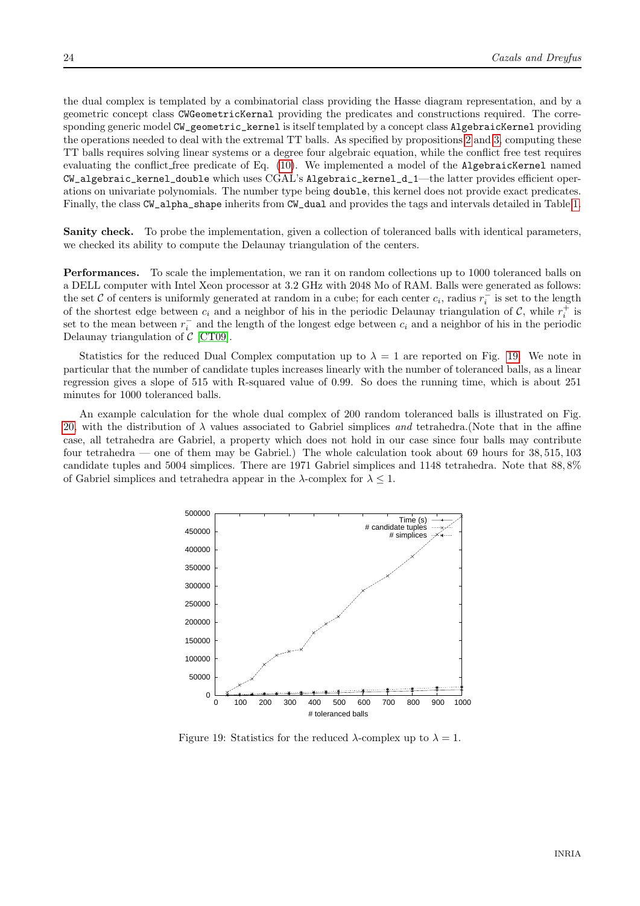the dual complex is templated by a combinatorial class providing the Hasse diagram representation, and by a geometric concept class `CWGeometricKernal` providing the predicates and constructions required. The corresponding generic model `CW_geometric_kernel` is itself templated by a concept class `AlgebraicKernel` providing the operations needed to deal with the extremal TT balls. As specified by propositions 2 and 3, computing these TT balls requires solving linear systems or a degree four algebraic equation, while the conflict free test requires evaluating the conflict_free predicate of Eq. (10). We implemented a model of the `AlgebraicKernel` named `CW_algebraic_kernel_double` which uses CGAL's `Algebraic_kernel_d_1`—the latter provides efficient operations on univariate polynomials. The number type being `double`, this kernel does not provide exact predicates. Finally, the class `CW_alpha_shape` inherits from `CW_dual` and provides the tags and intervals detailed in Table 1.

**Sanity check.** To probe the implementation, given a collection of toleranced balls with identical parameters, we checked its ability to compute the Delaunay triangulation of the centers.

**Performances.** To scale the implementation, we ran it on random collections up to 1000 toleranced balls on a DELL computer with Intel Xeon processor at 3.2 GHz with 2048 Mo of RAM. Balls were generated as follows: the set $\mathcal{C}$ of centers is uniformly generated at random in a cube; for each center $c_i$, radius $r_i^-$ is set to the length of the shortest edge between $c_i$ and a neighbor of his in the periodic Delaunay triangulation of $\mathcal{C}$, while $r_i^+$ is set to the mean between $r_i^-$ and the length of the longest edge between $c_i$ and a neighbor of his in the periodic Delaunay triangulation of $\mathcal{C}$ [CT09].

Statistics for the reduced Dual Complex computation up to $\lambda = 1$ are reported on Fig. 19. We note in particular that the number of candidate tuples increases linearly with the number of toleranced balls, as a linear regression gives a slope of 515 with R-squared value of 0.99. So does the running time, which is about 251 minutes for 1000 toleranced balls.

An example calculation for the whole dual complex of 200 random toleranced balls is illustrated on Fig. 20, with the distribution of $\lambda$ values associated to Gabriel simplices *and* tetrahedra.(Note that in the affine case, all tetrahedra are Gabriel, a property which does not hold in our case since four balls may contribute four tetrahedra — one of them may be Gabriel.) The whole calculation took about 69 hours for 38,515,103 candidate tuples and 5004 simplices. There are 1971 Gabriel simplices and 1148 tetrahedra. Note that 88,8% of Gabriel simplices and tetrahedra appear in the $\lambda$-complex for $\lambda \leq 1$.

Figure 19: Statistics for the reduced $\lambda$-complex up to $\lambda = 1$.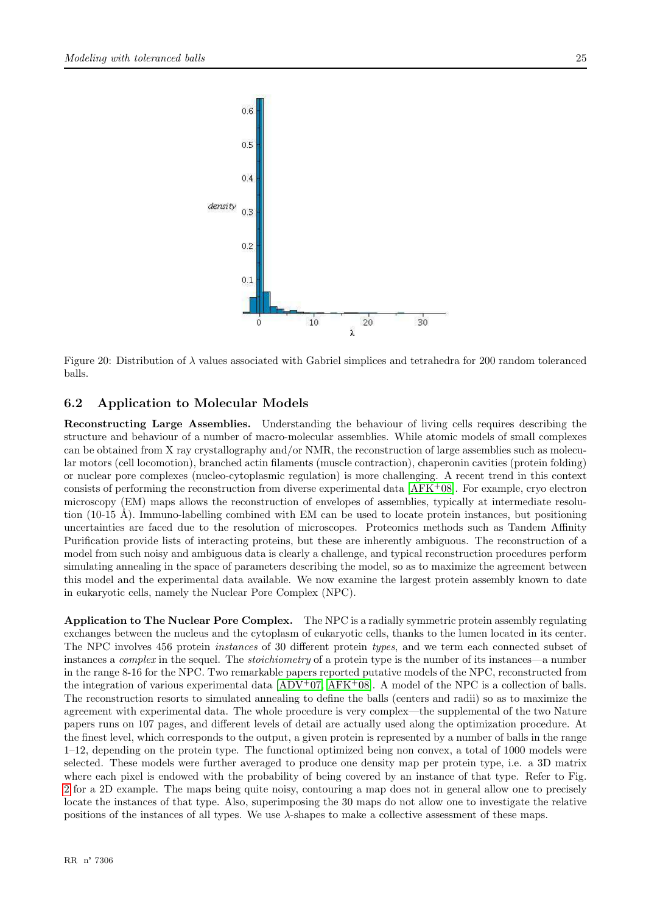Figure 20: Distribution of $\lambda$ values associated with Gabriel simplices and tetrahedra for 200 random toleranced balls.

## 6.2 Application to Molecular Models

**Reconstructing Large Assemblies.** Understanding the behaviour of living cells requires describing the structure and behaviour of a number of macro-molecular assemblies. While atomic models of small complexes can be obtained from X ray crystallography and/or NMR, the reconstruction of large assemblies such as molecular motors (cell locomotion), branched actin filaments (muscle contraction), chaperonin cavities (protein folding) or nuclear pore complexes (nucleo-cytoplasmic regulation) is more challenging. A recent trend in this context consists of performing the reconstruction from diverse experimental data [AFK+08]. For example, cryo electron microscopy (EM) maps allows the reconstruction of envelopes of assemblies, typically at intermediate resolution (10-15 Å). Immuno-labelling combined with EM can be used to locate protein instances, but positioning uncertainties are faced due to the resolution of microscopes. Proteomics methods such as Tandem Affinity Purification provide lists of interacting proteins, but these are inherently ambiguous. The reconstruction of a model from such noisy and ambiguous data is clearly a challenge, and typical reconstruction procedures perform simulating annealing in the space of parameters describing the model, so as to maximize the agreement between this model and the experimental data available. We now examine the largest protein assembly known to date in eukaryotic cells, namely the Nuclear Pore Complex (NPC).

**Application to The Nuclear Pore Complex.** The NPC is a radially symmetric protein assembly regulating exchanges between the nucleus and the cytoplasm of eukaryotic cells, thanks to the lumen located in its center. The NPC involves 456 protein *instances* of 30 different protein *types*, and we term each connected subset of instances a *complex* in the sequel. The *stoichiometry* of a protein type is the number of its instances—a number in the range 8-16 for the NPC. Two remarkable papers reported putative models of the NPC, reconstructed from the integration of various experimental data [ADV+07, AFK+08]. A model of the NPC is a collection of balls. The reconstruction resorts to simulated annealing to define the balls (centers and radii) so as to maximize the agreement with experimental data. The whole procedure is very complex—the supplemental of the two Nature papers runs on 107 pages, and different levels of detail are actually used along the optimization procedure. At the finest level, which corresponds to the output, a given protein is represented by a number of balls in the range 1–12, depending on the protein type. The functional optimized being non convex, a total of 1000 models were selected. These models were further averaged to produce one density map per protein type, i.e. a 3D matrix where each pixel is endowed with the probability of being covered by an instance of that type. Refer to Fig. 2 for a 2D example. The maps being quite noisy, contouring a map does not in general allow one to precisely locate the instances of that type. Also, superimposing the 30 maps do not allow one to investigate the relative positions of the instances of all types. We use $\lambda$-shapes to make a collective assessment of these maps.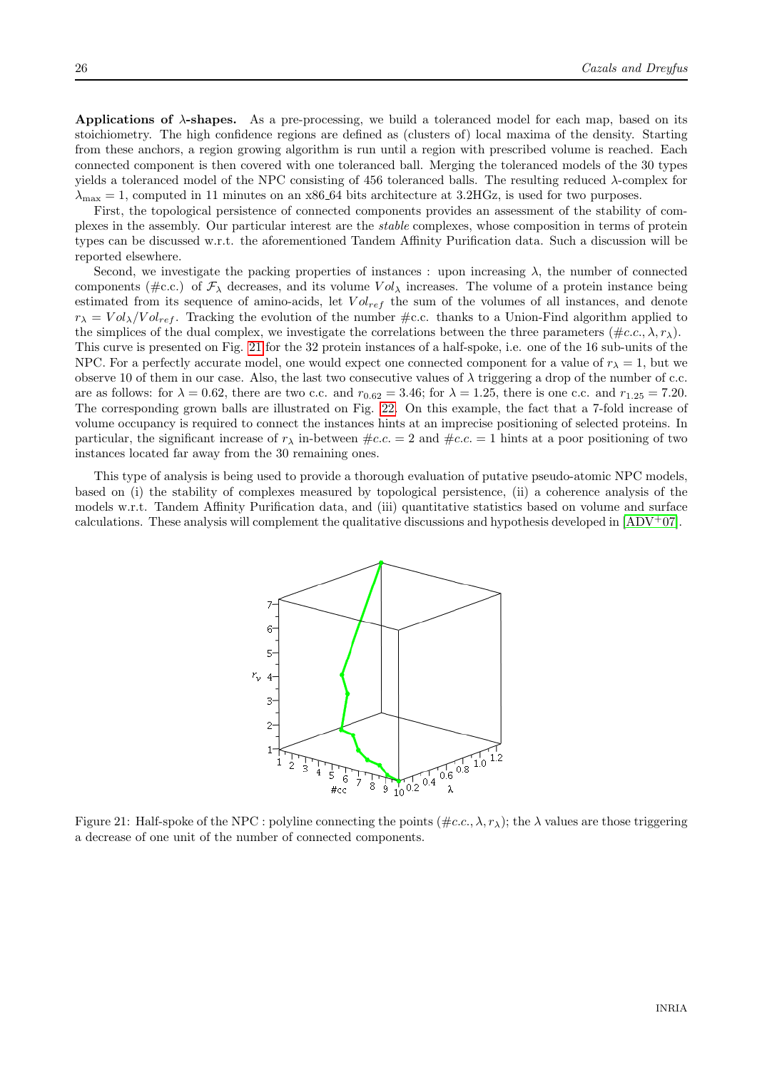**Applications of $\lambda$-shapes.** As a pre-processing, we build a toleranced model for each map, based on its stoichiometry. The high confidence regions are defined as (clusters of) local maxima of the density. Starting from these anchors, a region growing algorithm is run until a region with prescribed volume is reached. Each connected component is then covered with one toleranced ball. Merging the toleranced models of the 30 types yields a toleranced model of the NPC consisting of 456 toleranced balls. The resulting reduced $\lambda$-complex for $\lambda_{\max} = 1$, computed in 11 minutes on an x86_64 bits architecture at 3.2HGz, is used for two purposes.

First, the topological persistence of connected components provides an assessment of the stability of complexes in the assembly. Our particular interest are the *stable* complexes, whose composition in terms of protein types can be discussed w.r.t. the aforementioned Tandem Affinity Purification data. Such a discussion will be reported elsewhere.

Second, we investigate the packing properties of instances : upon increasing $\lambda$, the number of connected components (#c.c.) of $\mathcal{F}_\lambda$ decreases, and its volume $Vol_\lambda$ increases. The volume of a protein instance being estimated from its sequence of amino-acids, let $Vol_{ref}$ the sum of the volumes of all instances, and denote $r_\lambda = Vol_\lambda / Vol_{ref}$. Tracking the evolution of the number #c.c. thanks to a Union-Find algorithm applied to the simplices of the dual complex, we investigate the correlations between the three parameters $(\#c.c., \lambda, r_\lambda)$. This curve is presented on Fig. 21 for the 32 protein instances of a half-spoke, i.e. one of the 16 sub-units of the NPC. For a perfectly accurate model, one would expect one connected component for a value of $r_\lambda = 1$, but we observe 10 of them in our case. Also, the last two consecutive values of $\lambda$ triggering a drop of the number of c.c. are as follows: for $\lambda = 0.62$, there are two c.c. and $r_{0.62} = 3.46$; for $\lambda = 1.25$, there is one c.c. and $r_{1.25} = 7.20$. The corresponding grown balls are illustrated on Fig. 22. On this example, the fact that a 7-fold increase of volume occupancy is required to connect the instances hints at an imprecise positioning of selected proteins. In particular, the significant increase of $r_\lambda$ in-between $\#c.c. = 2$ and $\#c.c. = 1$ hints at a poor positioning of two instances located far away from the 30 remaining ones.

This type of analysis is being used to provide a thorough evaluation of putative pseudo-atomic NPC models, based on (i) the stability of complexes measured by topological persistence, (ii) a coherence analysis of the models w.r.t. Tandem Affinity Purification data, and (iii) quantitative statistics based on volume and surface calculations. These analysis will complement the qualitative discussions and hypothesis developed in [ADV$^+$07].

Figure 21: Half-spoke of the NPC : polyline connecting the points $(\#c.c., \lambda, r_\lambda)$; the $\lambda$ values are those triggering a decrease of one unit of the number of connected components.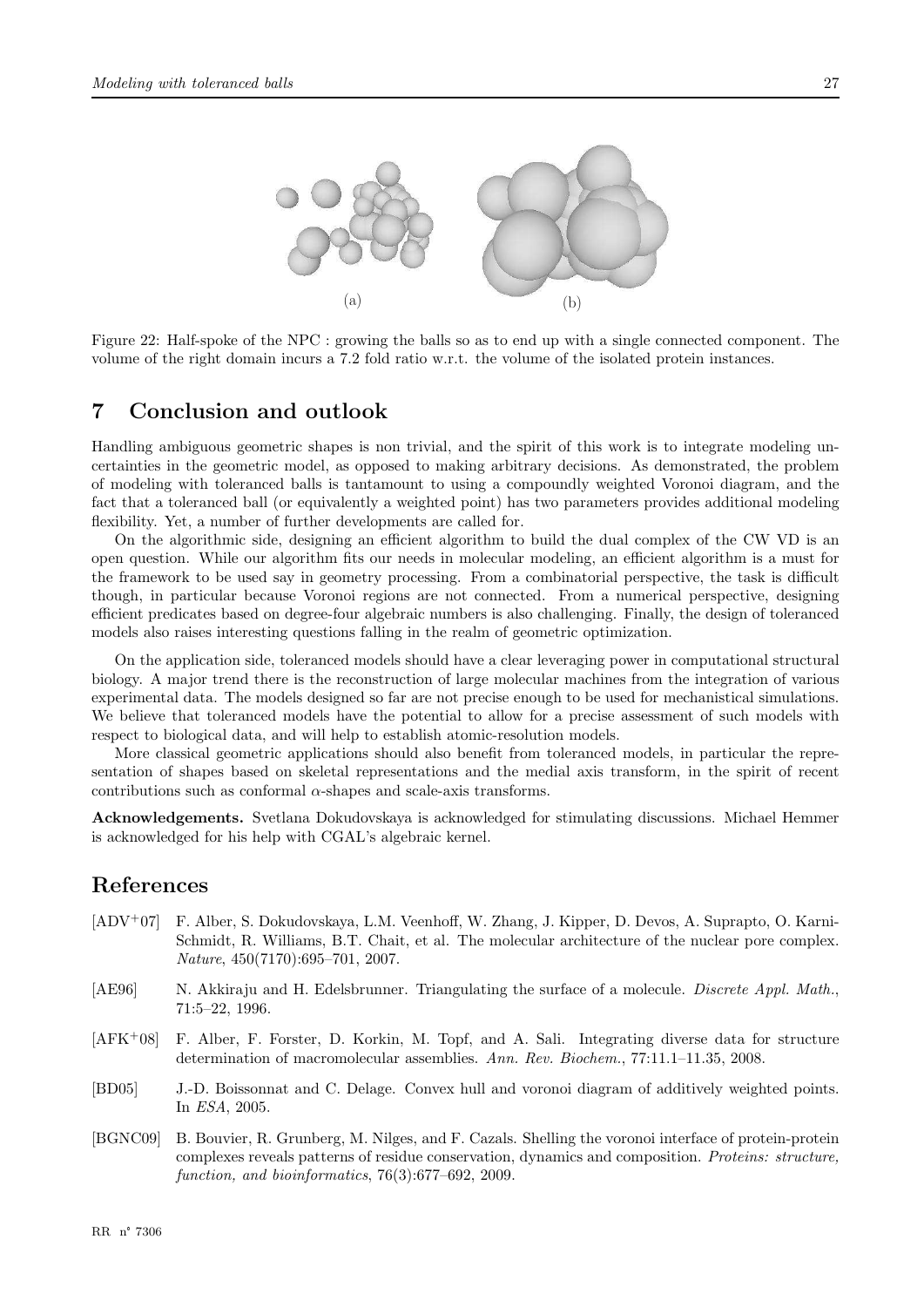(a) (b)

Figure 22: Half-spoke of the NPC : growing the balls so as to end up with a single connected component. The volume of the right domain incurs a 7.2 fold ratio w.r.t. the volume of the isolated protein instances.

## 7 Conclusion and outlook

Handling ambiguous geometric shapes is non trivial, and the spirit of this work is to integrate modeling uncertainties in the geometric model, as opposed to making arbitrary decisions. As demonstrated, the problem of modeling with toleranced balls is tantamount to using a compoundly weighted Voronoi diagram, and the fact that a toleranced ball (or equivalently a weighted point) has two parameters provides additional modeling flexibility. Yet, a number of further developments are called for.

On the algorithmic side, designing an efficient algorithm to build the dual complex of the CW VD is an open question. While our algorithm fits our needs in molecular modeling, an efficient algorithm is a must for the framework to be used say in geometry processing. From a combinatorial perspective, the task is difficult though, in particular because Voronoi regions are not connected. From a numerical perspective, designing efficient predicates based on degree-four algebraic numbers is also challenging. Finally, the design of toleranced models also raises interesting questions falling in the realm of geometric optimization.

On the application side, toleranced models should have a clear leveraging power in computational structural biology. A major trend there is the reconstruction of large molecular machines from the integration of various experimental data. The models designed so far are not precise enough to be used for mechanistical simulations. We believe that toleranced models have the potential to allow for a precise assessment of such models with respect to biological data, and will help to establish atomic-resolution models.

More classical geometric applications should also benefit from toleranced models, in particular the representation of shapes based on skeletal representations and the medial axis transform, in the spirit of recent contributions such as conformal $\alpha$-shapes and scale-axis transforms.

**Acknowledgements.** Svetlana Dokudovskaya is acknowledged for stimulating discussions. Michael Hemmer is acknowledged for his help with CGAL's algebraic kernel.

## References

[ADV+07] F. Alber, S. Dokudovskaya, L.M. Veenhoff, W. Zhang, J. Kipper, D. Devos, A. Suprapto, O. Karni-Schmidt, R. Williams, B.T. Chait, et al. The molecular architecture of the nuclear pore complex. *Nature*, 450(7170):695–701, 2007.

[AE96] N. Akkiraju and H. Edelsbrunner. Triangulating the surface of a molecule. *Discrete Appl. Math.*, 71:5–22, 1996.

[AFK+08] F. Alber, F. Forster, D. Korkin, M. Topf, and A. Sali. Integrating diverse data for structure determination of macromolecular assemblies. *Ann. Rev. Biochem.*, 77:11.1–11.35, 2008.

[BD05] J.-D. Boissonnat and C. Delage. Convex hull and voronoi diagram of additively weighted points. In *ESA*, 2005.

[BGNC09] B. Bouvier, R. Grunberg, M. Nilges, and F. Cazals. Shelling the voronoi interface of protein-protein complexes reveals patterns of residue conservation, dynamics and composition. *Proteins: structure, function, and bioinformatics*, 76(3):677–692, 2009.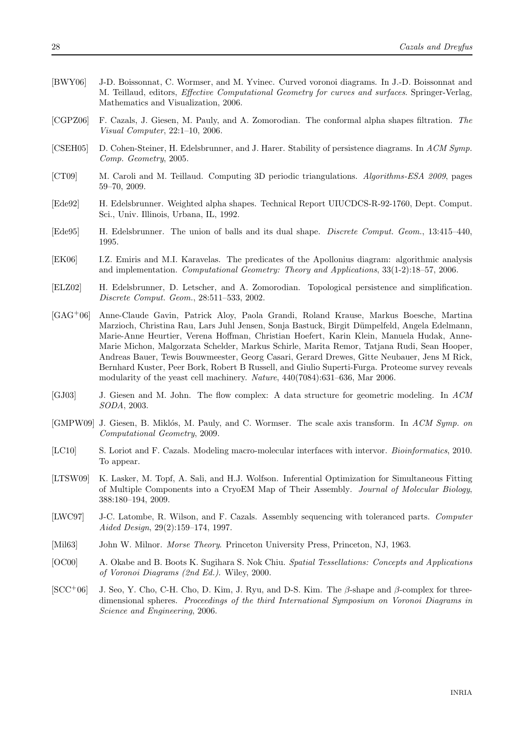[BWY06] J-D. Boissonnat, C. Wormser, and M. Yvinec. Curved voronoi diagrams. In J.-D. Boissonnat and M. Teillaud, editors, *Effective Computational Geometry for curves and surfaces*. Springer-Verlag, Mathematics and Visualization, 2006.

[CGPZ06] F. Cazals, J. Giesen, M. Pauly, and A. Zomorodian. The conformal alpha shapes filtration. *The Visual Computer*, 22:1–10, 2006.

[CSEH05] D. Cohen-Steiner, H. Edelsbrunner, and J. Harer. Stability of persistence diagrams. In *ACM Symp. Comp. Geometry*, 2005.

[CT09] M. Caroli and M. Teillaud. Computing 3D periodic triangulations. *Algorithms-ESA 2009*, pages 59–70, 2009.

[Ede92] H. Edelsbrunner. Weighted alpha shapes. Technical Report UIUCDCS-R-92-1760, Dept. Comput. Sci., Univ. Illinois, Urbana, IL, 1992.

[Ede95] H. Edelsbrunner. The union of balls and its dual shape. *Discrete Comput. Geom.*, 13:415–440, 1995.

[EK06] I.Z. Emiris and M.I. Karavelas. The predicates of the Apollonius diagram: algorithmic analysis and implementation. *Computational Geometry: Theory and Applications*, 33(1-2):18–57, 2006.

[ELZ02] H. Edelsbrunner, D. Letscher, and A. Zomorodian. Topological persistence and simplification. *Discrete Comput. Geom.*, 28:511–533, 2002.

[GAG+06] Anne-Claude Gavin, Patrick Aloy, Paola Grandi, Roland Krause, Markus Boesche, Martina Marzioch, Christina Rau, Lars Juhl Jensen, Sonja Bastuck, Birgit Dümpelfeld, Angela Edelmann, Marie-Anne Heurtier, Verena Hoffman, Christian Hoefert, Karin Klein, Manuela Hudak, Anne-Marie Michon, Malgorzata Schelder, Markus Schirle, Marita Remor, Tatjana Rudi, Sean Hooper, Andreas Bauer, Tewis Bouwmeester, Georg Casari, Gerard Drewes, Gitte Neubauer, Jens M Rick, Bernhard Kuster, Peer Bork, Robert B Russell, and Giulio Superti-Furga. Proteome survey reveals modularity of the yeast cell machinery. *Nature*, 440(7084):631–636, Mar 2006.

[GJ03] J. Giesen and M. John. The flow complex: A data structure for geometric modeling. In *ACM SODA*, 2003.

[GMPW09] J. Giesen, B. Miklós, M. Pauly, and C. Wormser. The scale axis transform. In *ACM Symp. on Computational Geometry*, 2009.

[LC10] S. Loriot and F. Cazals. Modeling macro-molecular interfaces with intervor. *Bioinformatics*, 2010. To appear.

[LTSW09] K. Lasker, M. Topf, A. Sali, and H.J. Wolfson. Inferential Optimization for Simultaneous Fitting of Multiple Components into a CryoEM Map of Their Assembly. *Journal of Molecular Biology*, 388:180–194, 2009.

[LWC97] J-C. Latombe, R. Wilson, and F. Cazals. Assembly sequencing with toleranced parts. *Computer Aided Design*, 29(2):159–174, 1997.

[Mil63] John W. Milnor. *Morse Theory*. Princeton University Press, Princeton, NJ, 1963.

[OC00] A. Okabe and B. Boots K. Sugihara S. Nok Chiu. *Spatial Tessellations: Concepts and Applications of Voronoi Diagrams (2nd Ed.)*. Wiley, 2000.

[SCC+06] J. Seo, Y. Cho, C-H. Cho, D. Kim, J. Ryu, and D-S. Kim. The $\beta$-shape and $\beta$-complex for three-dimensional spheres. *Proceedings of the third International Symposium on Voronoi Diagrams in Science and Engineering*, 2006.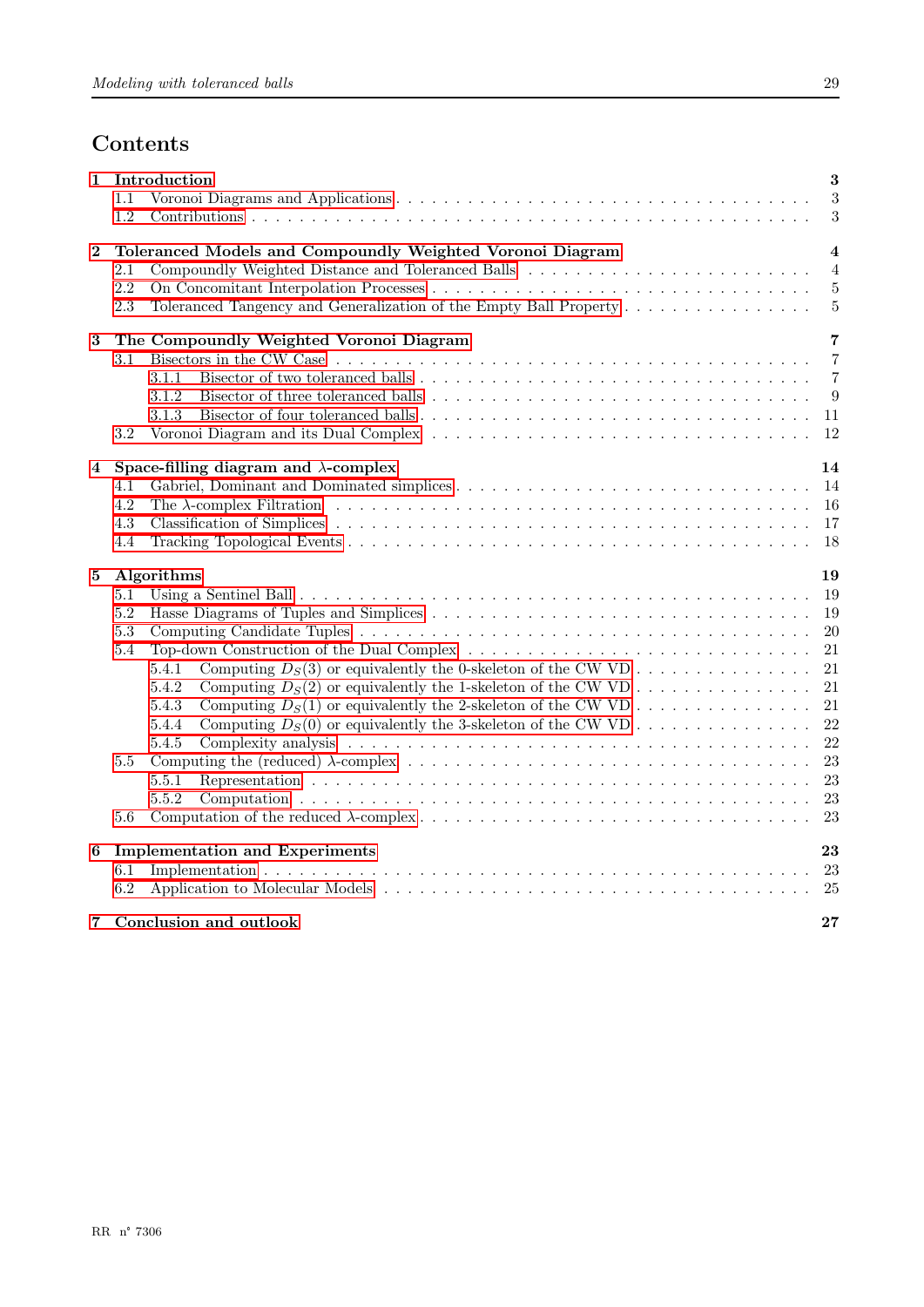# Contents

**1 Introduction** **3**
- 1.1 Voronoi Diagrams and Applications . . . 3
- 1.2 Contributions . . . 3

**2 Toleranced Models and Compoundly Weighted Voronoi Diagram** **4**
- 2.1 Compoundly Weighted Distance and Toleranced Balls . . . 4
- 2.2 On Concomitant Interpolation Processes . . . 5
- 2.3 Toleranced Tangency and Generalization of the Empty Ball Property . . . 5

**3 The Compoundly Weighted Voronoi Diagram** **7**
- 3.1 Bisectors in the CW Case . . . 7
  - 3.1.1 Bisector of two toleranced balls . . . 7
  - 3.1.2 Bisector of three toleranced balls . . . 9
  - 3.1.3 Bisector of four toleranced balls . . . 11
- 3.2 Voronoi Diagram and its Dual Complex . . . 12

**4 Space-filling diagram and $\lambda$-complex** **14**
- 4.1 Gabriel, Dominant and Dominated simplices . . . 14
- 4.2 The $\lambda$-complex Filtration . . . 16
- 4.3 Classification of Simplices . . . 17
- 4.4 Tracking Topological Events . . . 18

**5 Algorithms** **19**
- 5.1 Using a Sentinel Ball . . . 19
- 5.2 Hasse Diagrams of Tuples and Simplices . . . 19
- 5.3 Computing Candidate Tuples . . . 20
- 5.4 Top-down Construction of the Dual Complex . . . 21
  - 5.4.1 Computing $D_S(3)$ or equivalently the 0-skeleton of the CW VD . . . 21
  - 5.4.2 Computing $D_S(2)$ or equivalently the 1-skeleton of the CW VD . . . 21
  - 5.4.3 Computing $D_S(1)$ or equivalently the 2-skeleton of the CW VD . . . 21
  - 5.4.4 Computing $D_S(0)$ or equivalently the 3-skeleton of the CW VD . . . 22
  - 5.4.5 Complexity analysis . . . 22
- 5.5 Computing the (reduced) $\lambda$-complex . . . 23
  - 5.5.1 Representation . . . 23
  - 5.5.2 Computation . . . 23
- 5.6 Computation of the reduced $\lambda$-complex . . . 23

**6 Implementation and Experiments** **23**
- 6.1 Implementation . . . 23
- 6.2 Application to Molecular Models . . . 25

**7 Conclusion and outlook** **27**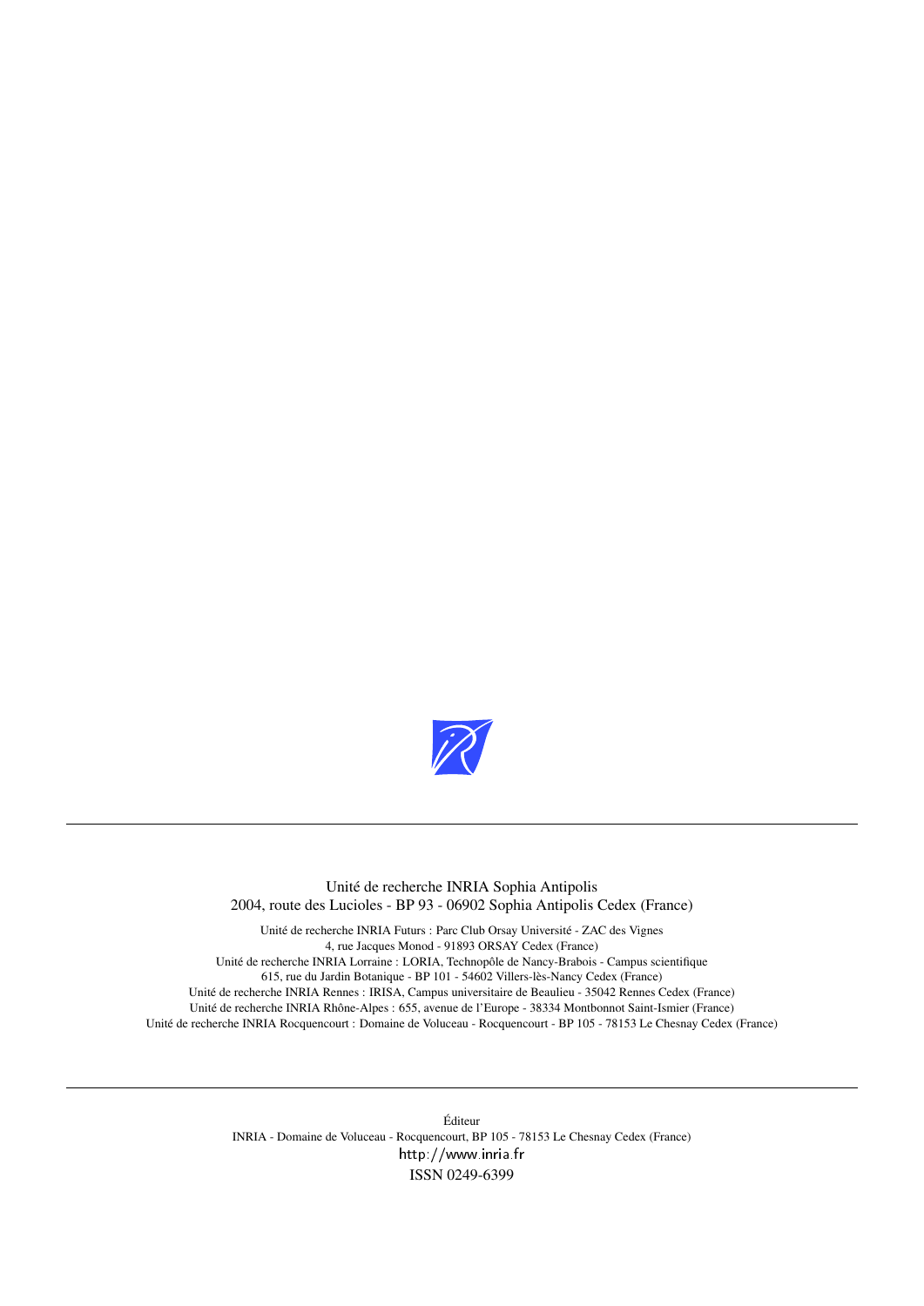Unité de recherche INRIA Sophia Antipolis
2004, route des Lucioles - BP 93 - 06902 Sophia Antipolis Cedex (France)

Unité de recherche INRIA Futurs : Parc Club Orsay Université - ZAC des Vignes
4, rue Jacques Monod - 91893 ORSAY Cedex (France)
Unité de recherche INRIA Lorraine : LORIA, Technopôle de Nancy-Brabois - Campus scientifique
615, rue du Jardin Botanique - BP 101 - 54602 Villers-lès-Nancy Cedex (France)
Unité de recherche INRIA Rennes : IRISA, Campus universitaire de Beaulieu - 35042 Rennes Cedex (France)
Unité de recherche INRIA Rhône-Alpes : 655, avenue de l'Europe - 38334 Montbonnot Saint-Ismier (France)
Unité de recherche INRIA Rocquencourt : Domaine de Voluceau - Rocquencourt - BP 105 - 78153 Le Chesnay Cedex (France)

---

Éditeur
INRIA - Domaine de Voluceau - Rocquencourt, BP 105 - 78153 Le Chesnay Cedex (France)
http://www.inria.fr
ISSN 0249-6399